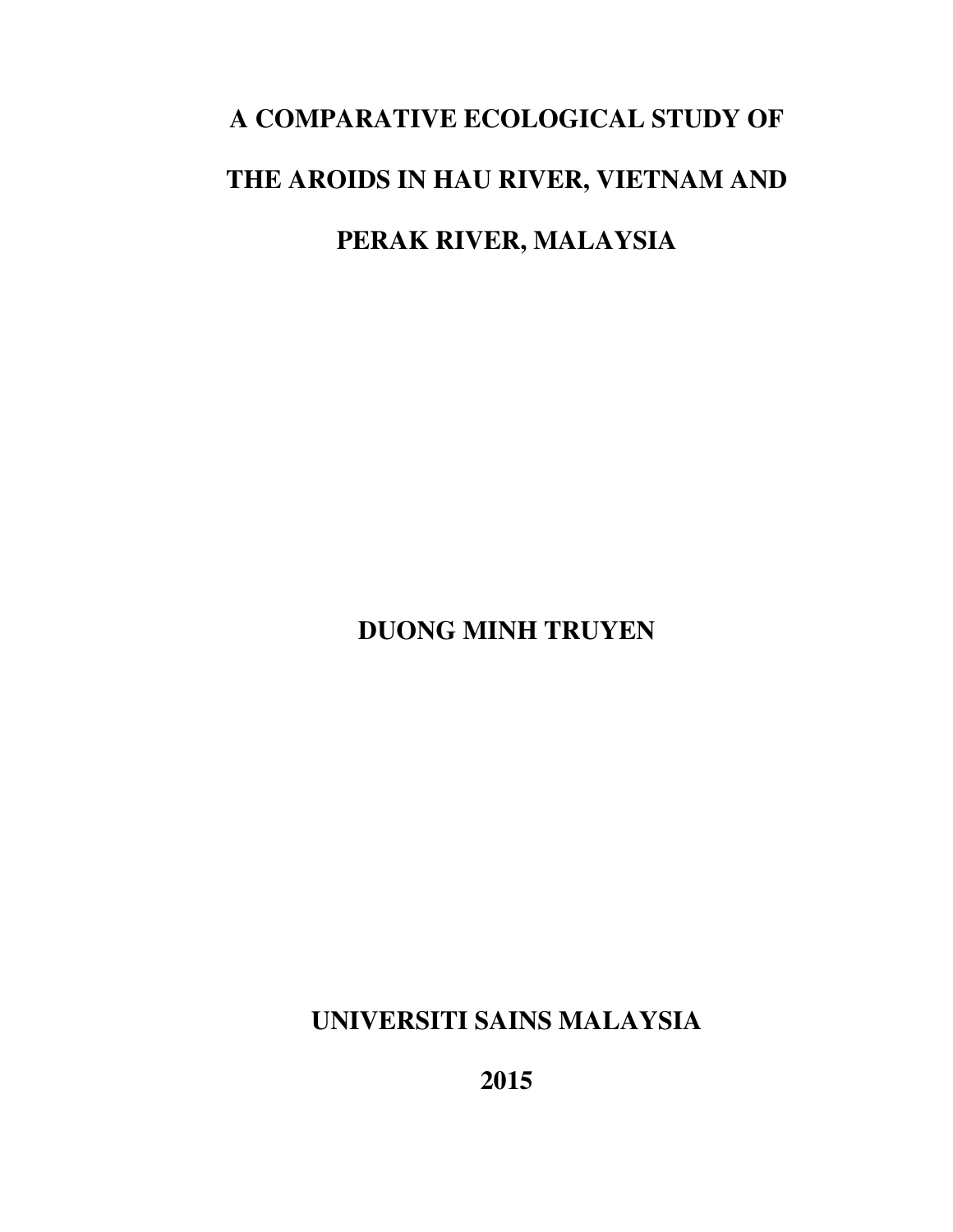# A COMPARATIVE ECOLOGICAL STUDY OF THE AROIDS IN HAU RIVER, VIETNAM AND PERAK RIVER, MALAYSIA

**DUONG MINH TRUYEN**

**UNIVERSITI SAINS MALAYSIA**

**2015**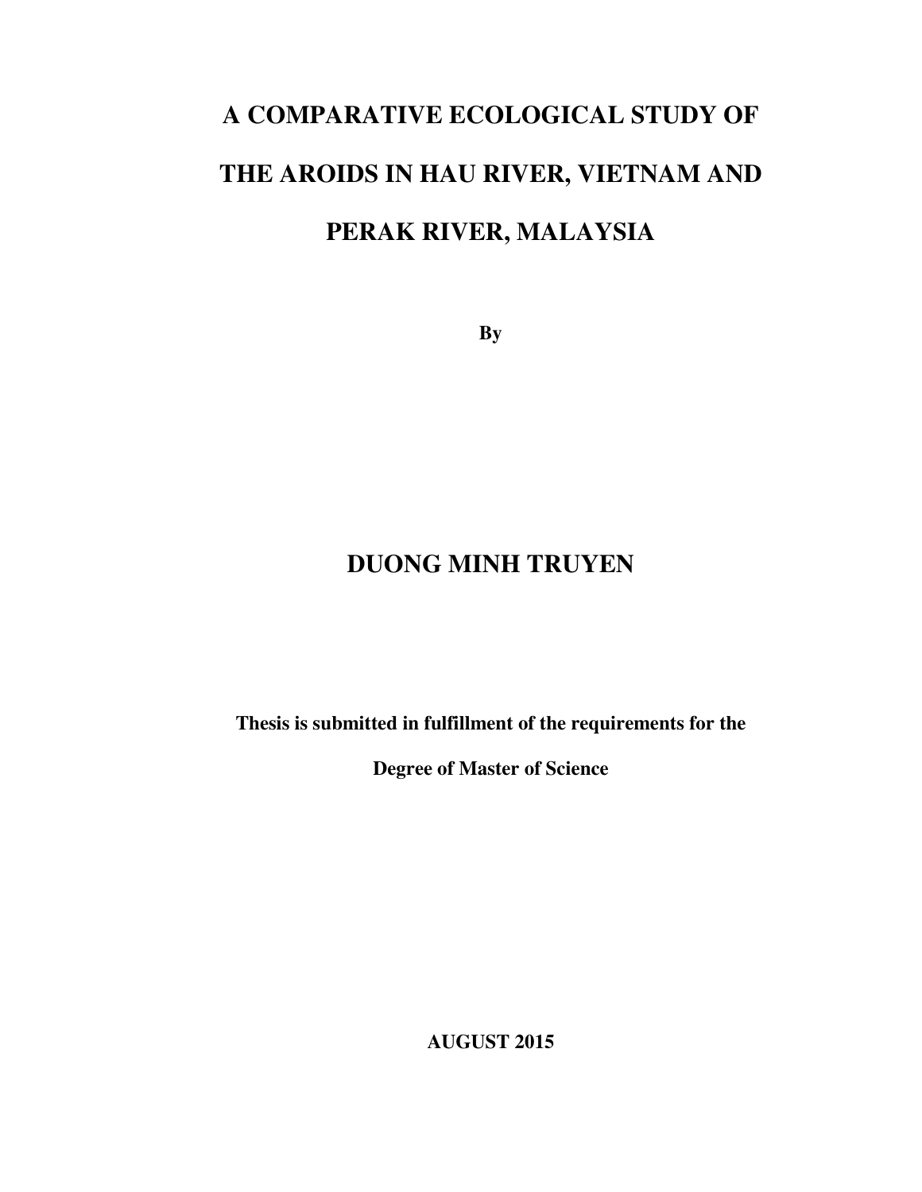# A COMPARATIVE ECOLOGICAL STUDY OF THE AROIDS IN HAU RIVER, VIETNAM AND PERAK RIVER, MALAYSIA

**By**

**DUONG MINH TRUYEN**

**Thesis is submitted in fulfillment of the requirements for the Degree of Master of Science**

**AUGUST 2015**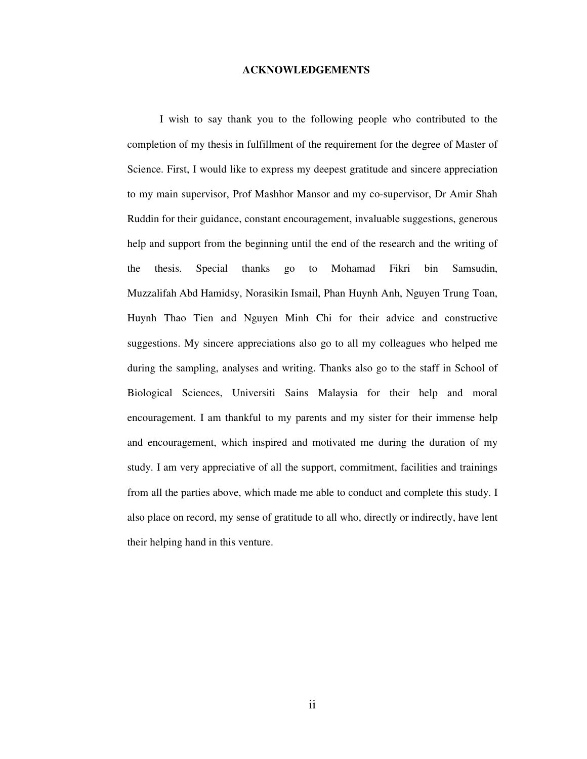# ACKNOWLEDGEMENTS

I wish to say thank you to the following people who contributed to the completion of my thesis in fulfillment of the requirement for the degree of Master of Science. First, I would like to express my deepest gratitude and sincere appreciation to my main supervisor, Prof Mashhor Mansor and my co-supervisor, Dr Amir Shah Ruddin for their guidance, constant encouragement, invaluable suggestions, generous help and support from the beginning until the end of the research and the writing of the thesis. Special thanks go to Mohamad Fikri bin Samsudin, Muzzalifah Abd Hamidsy, Norasikin Ismail, Phan Huynh Anh, Nguyen Trung Toan, Huynh Thao Tien and Nguyen Minh Chi for their advice and constructive suggestions. My sincere appreciations also go to all my colleagues who helped me during the sampling, analyses and writing. Thanks also go to the staff in School of Biological Sciences, Universiti Sains Malaysia for their help and moral encouragement. I am thankful to my parents and my sister for their immense help and encouragement, which inspired and motivated me during the duration of my study. I am very appreciative of all the support, commitment, facilities and trainings from all the parties above, which made me able to conduct and complete this study. I also place on record, my sense of gratitude to all who, directly or indirectly, have lent their helping hand in this venture.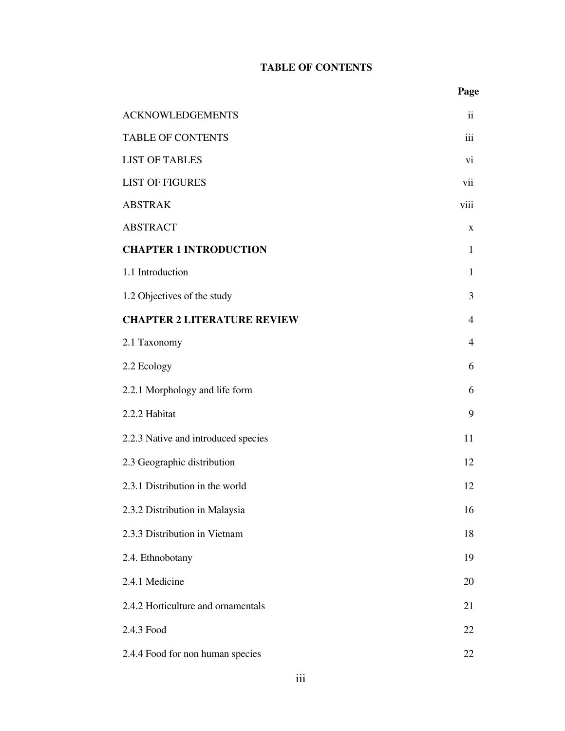# TABLE OF CONTENTS

| | Page |
|---|---|
| ACKNOWLEDGEMENTS | ii |
| TABLE OF CONTENTS | iii |
| LIST OF TABLES | vi |
| LIST OF FIGURES | vii |
| ABSTRAK | viii |
| ABSTRACT | x |
| **CHAPTER 1 INTRODUCTION** | 1 |
| 1.1 Introduction | 1 |
| 1.2 Objectives of the study | 3 |
| **CHAPTER 2 LITERATURE REVIEW** | 4 |
| 2.1 Taxonomy | 4 |
| 2.2 Ecology | 6 |
| 2.2.1 Morphology and life form | 6 |
| 2.2.2 Habitat | 9 |
| 2.2.3 Native and introduced species | 11 |
| 2.3 Geographic distribution | 12 |
| 2.3.1 Distribution in the world | 12 |
| 2.3.2 Distribution in Malaysia | 16 |
| 2.3.3 Distribution in Vietnam | 18 |
| 2.4. Ethnobotany | 19 |
| 2.4.1 Medicine | 20 |
| 2.4.2 Horticulture and ornamentals | 21 |
| 2.4.3 Food | 22 |
| 2.4.4 Food for non human species | 22 |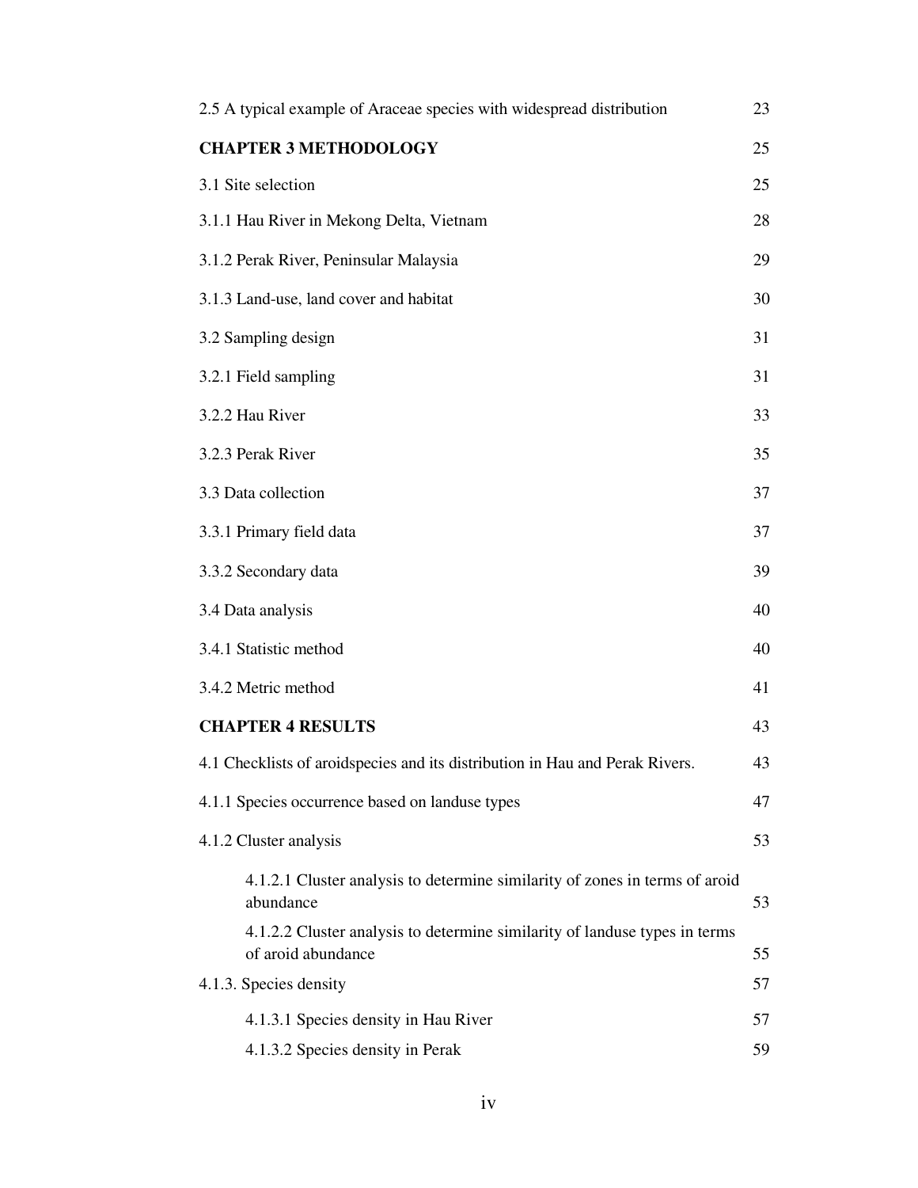| | |
|---|---|
| 2.5 A typical example of Araceae species with widespread distribution | 23 |
| **CHAPTER 3 METHODOLOGY** | 25 |
| 3.1 Site selection | 25 |
| 3.1.1 Hau River in Mekong Delta, Vietnam | 28 |
| 3.1.2 Perak River, Peninsular Malaysia | 29 |
| 3.1.3 Land-use, land cover and habitat | 30 |
| 3.2 Sampling design | 31 |
| 3.2.1 Field sampling | 31 |
| 3.2.2 Hau River | 33 |
| 3.2.3 Perak River | 35 |
| 3.3 Data collection | 37 |
| 3.3.1 Primary field data | 37 |
| 3.3.2 Secondary data | 39 |
| 3.4 Data analysis | 40 |
| 3.4.1 Statistic method | 40 |
| 3.4.2 Metric method | 41 |
| **CHAPTER 4 RESULTS** | 43 |
| 4.1 Checklists of aroidspecies and its distribution in Hau and Perak Rivers. | 43 |
| 4.1.1 Species occurrence based on landuse types | 47 |
| 4.1.2 Cluster analysis | 53 |
| 4.1.2.1 Cluster analysis to determine similarity of zones in terms of aroid abundance | 53 |
| 4.1.2.2 Cluster analysis to determine similarity of landuse types in terms of aroid abundance | 55 |
| 4.1.3. Species density | 57 |
| 4.1.3.1 Species density in Hau River | 57 |
| 4.1.3.2 Species density in Perak | 59 |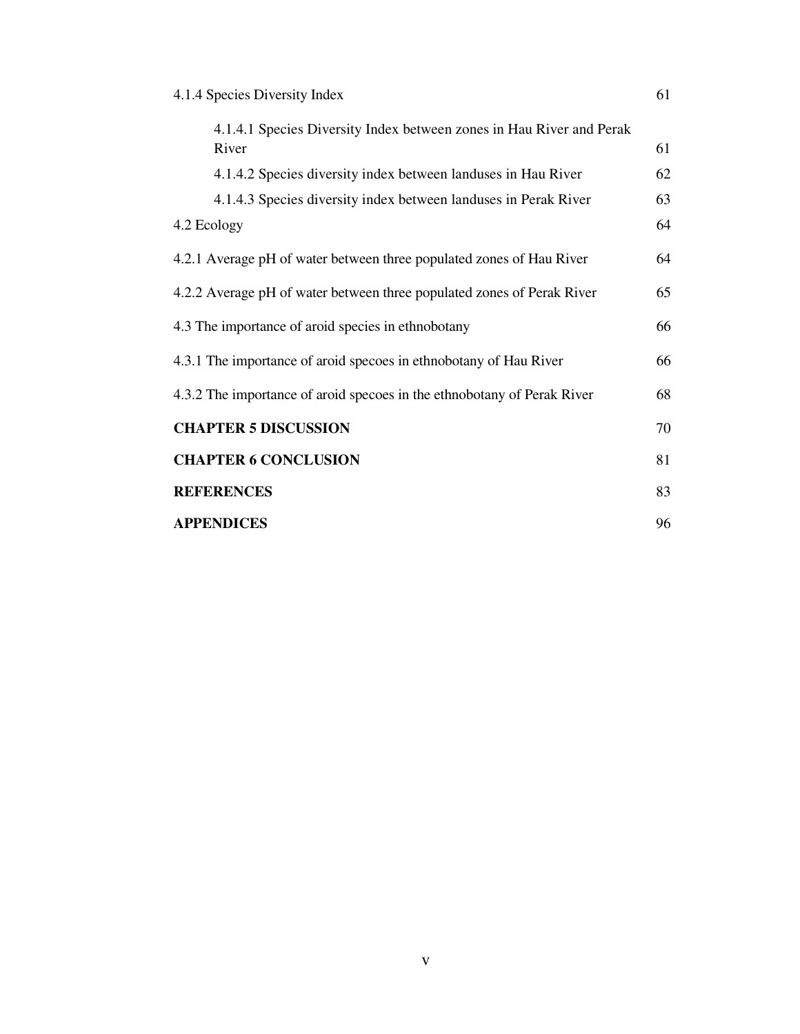4.1.4 Species Diversity Index 61

4.1.4.1 Species Diversity Index between zones in Hau River and Perak River 61

4.1.4.2 Species diversity index between landuses in Hau River 62

4.1.4.3 Species diversity index between landuses in Perak River 63

4.2 Ecology 64

4.2.1 Average pH of water between three populated zones of Hau River 64

4.2.2 Average pH of water between three populated zones of Perak River 65

4.3 The importance of aroid species in ethnobotany 66

4.3.1 The importance of aroid specoes in ethnobotany of Hau River 66

4.3.2 The importance of aroid specoes in the ethnobotany of Perak River 68

**CHAPTER 5 DISCUSSION** 70

**CHAPTER 6 CONCLUSION** 81

**REFERENCES** 83

**APPENDICES** 96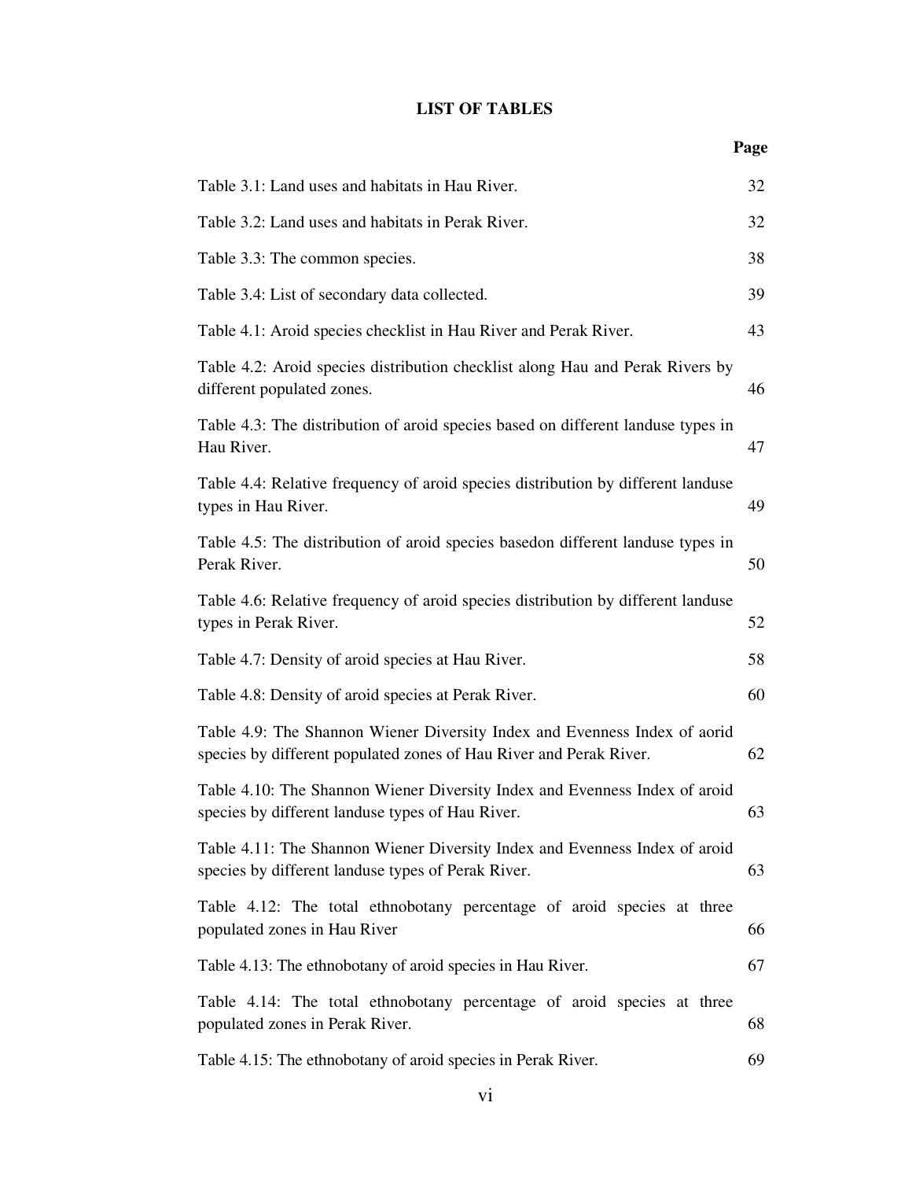# LIST OF TABLES

| | Page |
|---|---|
| Table 3.1: Land uses and habitats in Hau River. | 32 |
| Table 3.2: Land uses and habitats in Perak River. | 32 |
| Table 3.3: The common species. | 38 |
| Table 3.4: List of secondary data collected. | 39 |
| Table 4.1: Aroid species checklist in Hau River and Perak River. | 43 |
| Table 4.2: Aroid species distribution checklist along Hau and Perak Rivers by different populated zones. | 46 |
| Table 4.3: The distribution of aroid species based on different landuse types in Hau River. | 47 |
| Table 4.4: Relative frequency of aroid species distribution by different landuse types in Hau River. | 49 |
| Table 4.5: The distribution of aroid species basedon different landuse types in Perak River. | 50 |
| Table 4.6: Relative frequency of aroid species distribution by different landuse types in Perak River. | 52 |
| Table 4.7: Density of aroid species at Hau River. | 58 |
| Table 4.8: Density of aroid species at Perak River. | 60 |
| Table 4.9: The Shannon Wiener Diversity Index and Evenness Index of aorid species by different populated zones of Hau River and Perak River. | 62 |
| Table 4.10: The Shannon Wiener Diversity Index and Evenness Index of aroid species by different landuse types of Hau River. | 63 |
| Table 4.11: The Shannon Wiener Diversity Index and Evenness Index of aroid species by different landuse types of Perak River. | 63 |
| Table 4.12: The total ethnobotany percentage of aroid species at three populated zones in Hau River | 66 |
| Table 4.13: The ethnobotany of aroid species in Hau River. | 67 |
| Table 4.14: The total ethnobotany percentage of aroid species at three populated zones in Perak River. | 68 |
| Table 4.15: The ethnobotany of aroid species in Perak River. | 69 |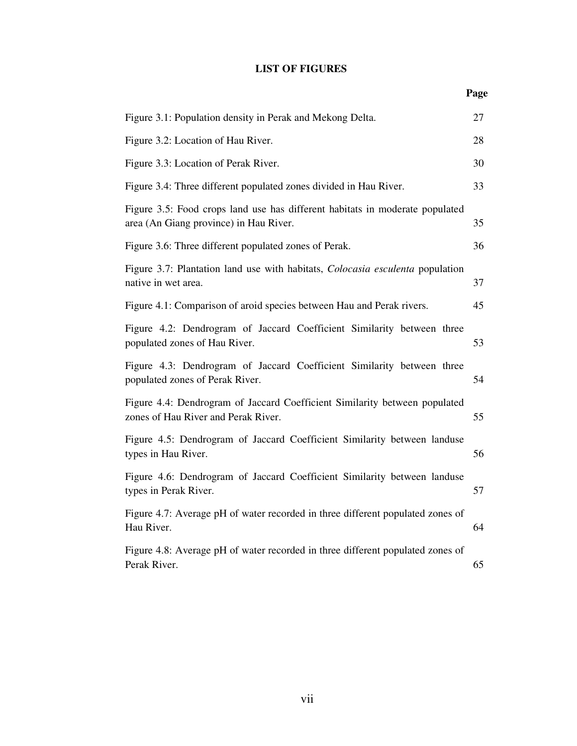# LIST OF FIGURES

| | Page |
|---|---|
| Figure 3.1: Population density in Perak and Mekong Delta. | 27 |
| Figure 3.2: Location of Hau River. | 28 |
| Figure 3.3: Location of Perak River. | 30 |
| Figure 3.4: Three different populated zones divided in Hau River. | 33 |
| Figure 3.5: Food crops land use has different habitats in moderate populated area (An Giang province) in Hau River. | 35 |
| Figure 3.6: Three different populated zones of Perak. | 36 |
| Figure 3.7: Plantation land use with habitats, *Colocasia esculenta* population native in wet area. | 37 |
| Figure 4.1: Comparison of aroid species between Hau and Perak rivers. | 45 |
| Figure 4.2: Dendrogram of Jaccard Coefficient Similarity between three populated zones of Hau River. | 53 |
| Figure 4.3: Dendrogram of Jaccard Coefficient Similarity between three populated zones of Perak River. | 54 |
| Figure 4.4: Dendrogram of Jaccard Coefficient Similarity between populated zones of Hau River and Perak River. | 55 |
| Figure 4.5: Dendrogram of Jaccard Coefficient Similarity between landuse types in Hau River. | 56 |
| Figure 4.6: Dendrogram of Jaccard Coefficient Similarity between landuse types in Perak River. | 57 |
| Figure 4.7: Average pH of water recorded in three different populated zones of Hau River. | 64 |
| Figure 4.8: Average pH of water recorded in three different populated zones of Perak River. | 65 |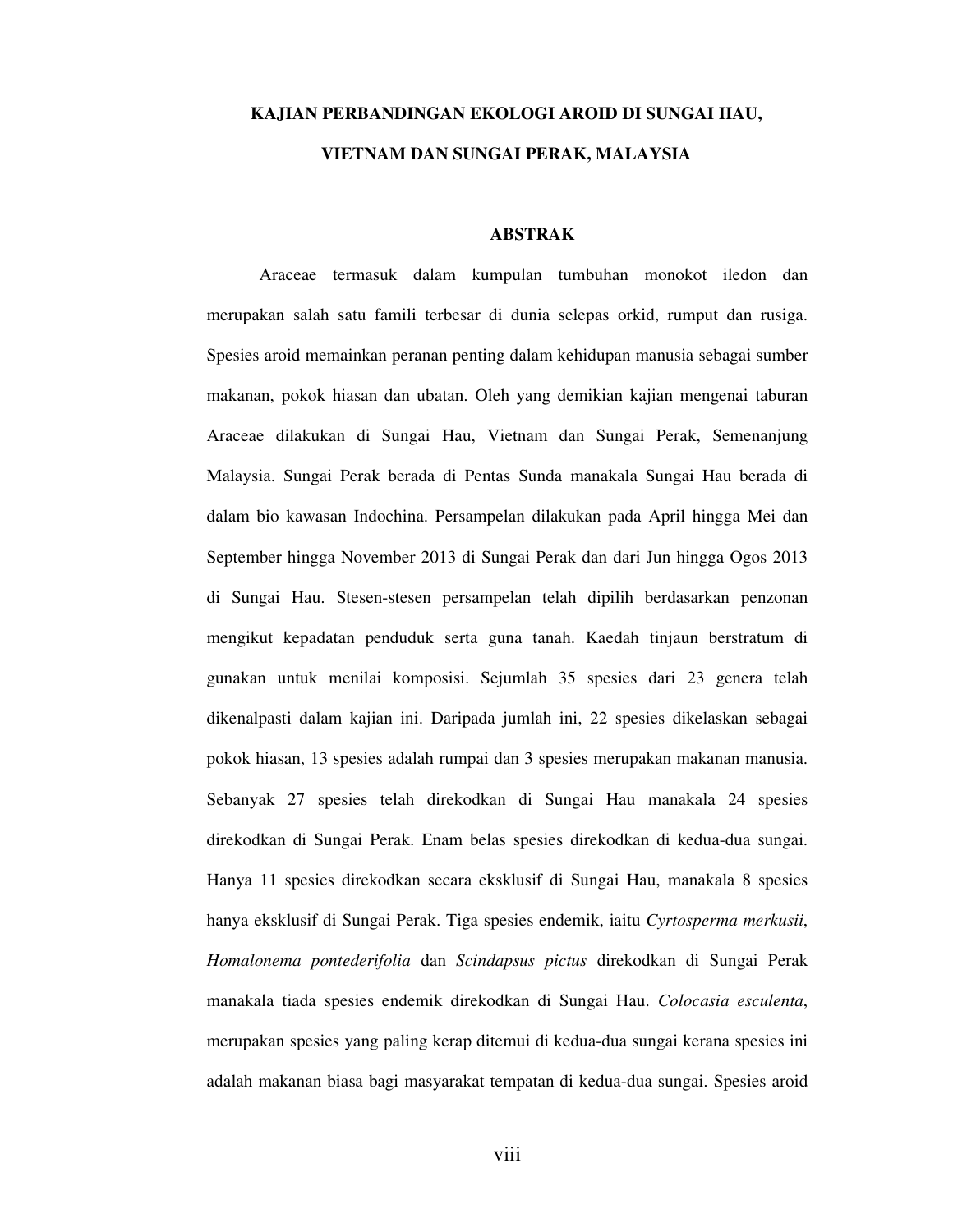# KAJIAN PERBANDINGAN EKOLOGI AROID DI SUNGAI HAU, VIETNAM DAN SUNGAI PERAK, MALAYSIA

## ABSTRAK

Araceae termasuk dalam kumpulan tumbuhan monokot iledon dan merupakan salah satu famili terbesar di dunia selepas orkid, rumput dan rusiga. Spesies aroid memainkan peranan penting dalam kehidupan manusia sebagai sumber makanan, pokok hiasan dan ubatan. Oleh yang demikian kajian mengenai taburan Araceae dilakukan di Sungai Hau, Vietnam dan Sungai Perak, Semenanjung Malaysia. Sungai Perak berada di Pentas Sunda manakala Sungai Hau berada di dalam bio kawasan Indochina. Persampelan dilakukan pada April hingga Mei dan September hingga November 2013 di Sungai Perak dan dari Jun hingga Ogos 2013 di Sungai Hau. Stesen-stesen persampelan telah dipilih berdasarkan penzonan mengikut kepadatan penduduk serta guna tanah. Kaedah tinjaun berstratum di gunakan untuk menilai komposisi. Sejumlah 35 spesies dari 23 genera telah dikenalpasti dalam kajian ini. Daripada jumlah ini, 22 spesies dikelaskan sebagai pokok hiasan, 13 spesies adalah rumpai dan 3 spesies merupakan makanan manusia. Sebanyak 27 spesies telah direkodkan di Sungai Hau manakala 24 spesies direkodkan di Sungai Perak. Enam belas spesies direkodkan di kedua-dua sungai. Hanya 11 spesies direkodkan secara eksklusif di Sungai Hau, manakala 8 spesies hanya eksklusif di Sungai Perak. Tiga spesies endemik, iaitu *Cyrtosperma merkusii*, *Homalonema pontederifolia* dan *Scindapsus pictus* direkodkan di Sungai Perak manakala tiada spesies endemik direkodkan di Sungai Hau. *Colocasia esculenta*, merupakan spesies yang paling kerap ditemui di kedua-dua sungai kerana spesies ini adalah makanan biasa bagi masyarakat tempatan di kedua-dua sungai. Spesies aroid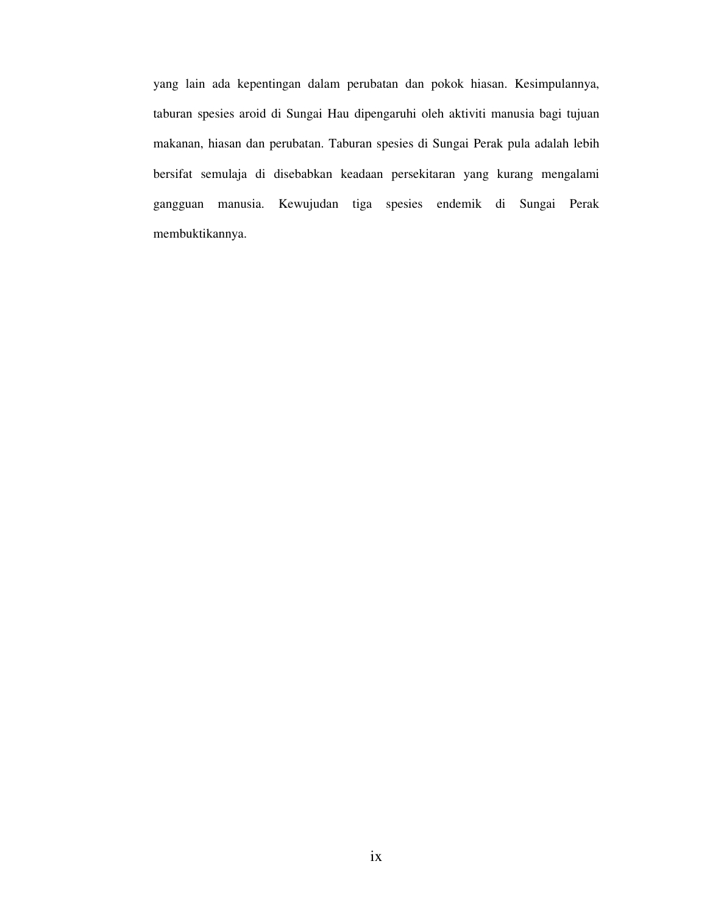yang lain ada kepentingan dalam perubatan dan pokok hiasan. Kesimpulannya, taburan spesies aroid di Sungai Hau dipengaruhi oleh aktiviti manusia bagi tujuan makanan, hiasan dan perubatan. Taburan spesies di Sungai Perak pula adalah lebih bersifat semulaja di disebabkan keadaan persekitaran yang kurang mengalami gangguan manusia. Kewujudan tiga spesies endemik di Sungai Perak membuktikannya.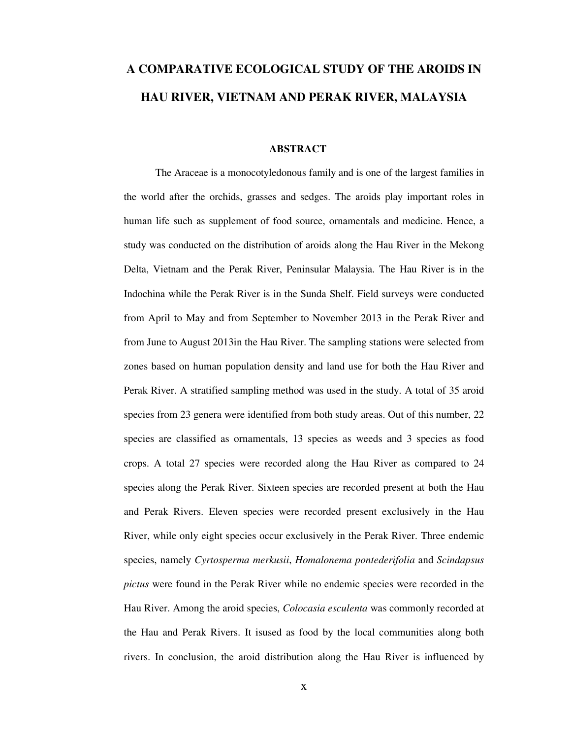# A COMPARATIVE ECOLOGICAL STUDY OF THE AROIDS IN HAU RIVER, VIETNAM AND PERAK RIVER, MALAYSIA

## ABSTRACT

The Araceae is a monocotyledonous family and is one of the largest families in the world after the orchids, grasses and sedges. The aroids play important roles in human life such as supplement of food source, ornamentals and medicine. Hence, a study was conducted on the distribution of aroids along the Hau River in the Mekong Delta, Vietnam and the Perak River, Peninsular Malaysia. The Hau River is in the Indochina while the Perak River is in the Sunda Shelf. Field surveys were conducted from April to May and from September to November 2013 in the Perak River and from June to August 2013in the Hau River. The sampling stations were selected from zones based on human population density and land use for both the Hau River and Perak River. A stratified sampling method was used in the study. A total of 35 aroid species from 23 genera were identified from both study areas. Out of this number, 22 species are classified as ornamentals, 13 species as weeds and 3 species as food crops. A total 27 species were recorded along the Hau River as compared to 24 species along the Perak River. Sixteen species are recorded present at both the Hau and Perak Rivers. Eleven species were recorded present exclusively in the Hau River, while only eight species occur exclusively in the Perak River. Three endemic species, namely *Cyrtosperma merkusii*, *Homalonema pontederifolia* and *Scindapsus pictus* were found in the Perak River while no endemic species were recorded in the Hau River. Among the aroid species, *Colocasia esculenta* was commonly recorded at the Hau and Perak Rivers. It isused as food by the local communities along both rivers. In conclusion, the aroid distribution along the Hau River is influenced by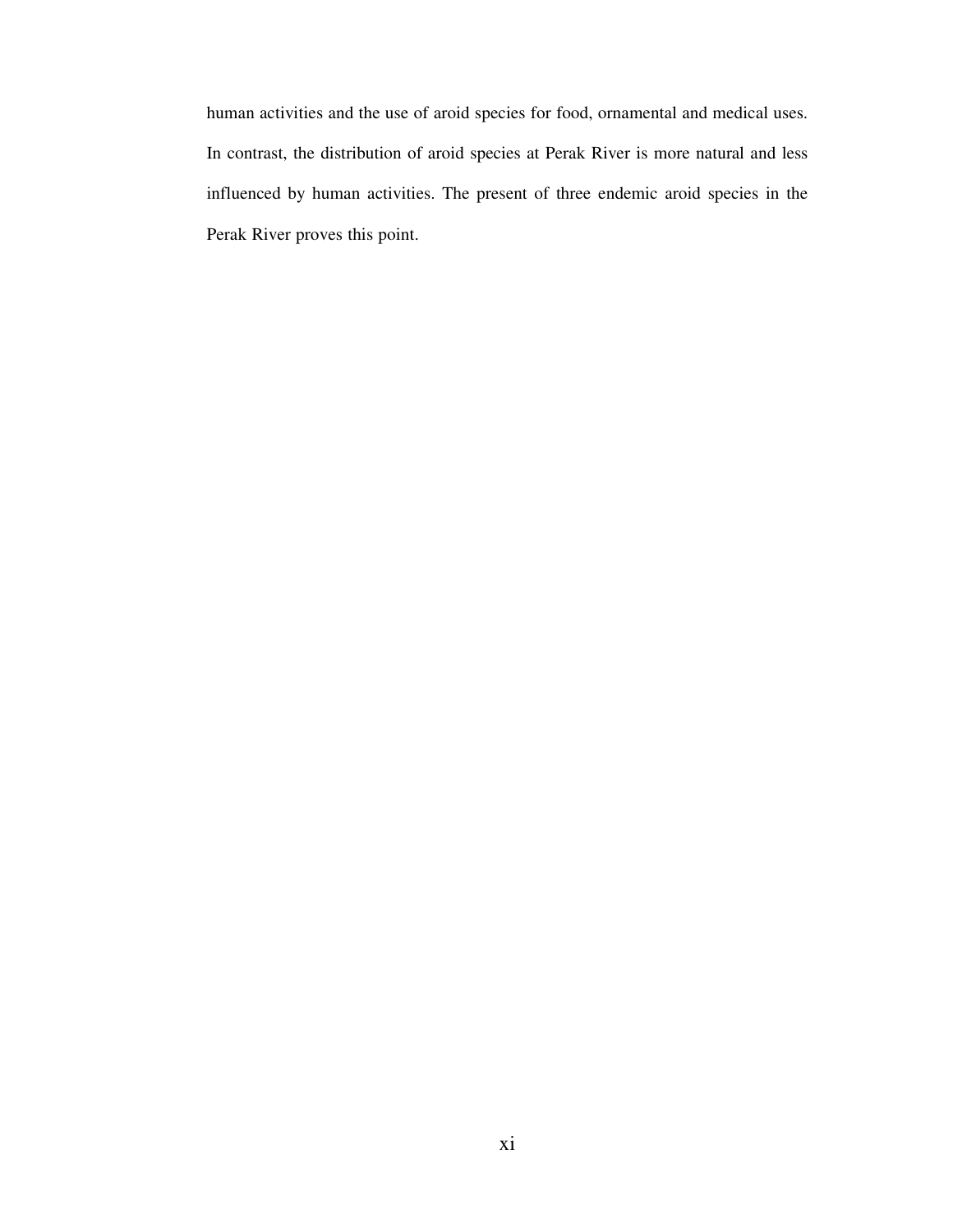human activities and the use of aroid species for food, ornamental and medical uses. In contrast, the distribution of aroid species at Perak River is more natural and less influenced by human activities. The present of three endemic aroid species in the Perak River proves this point.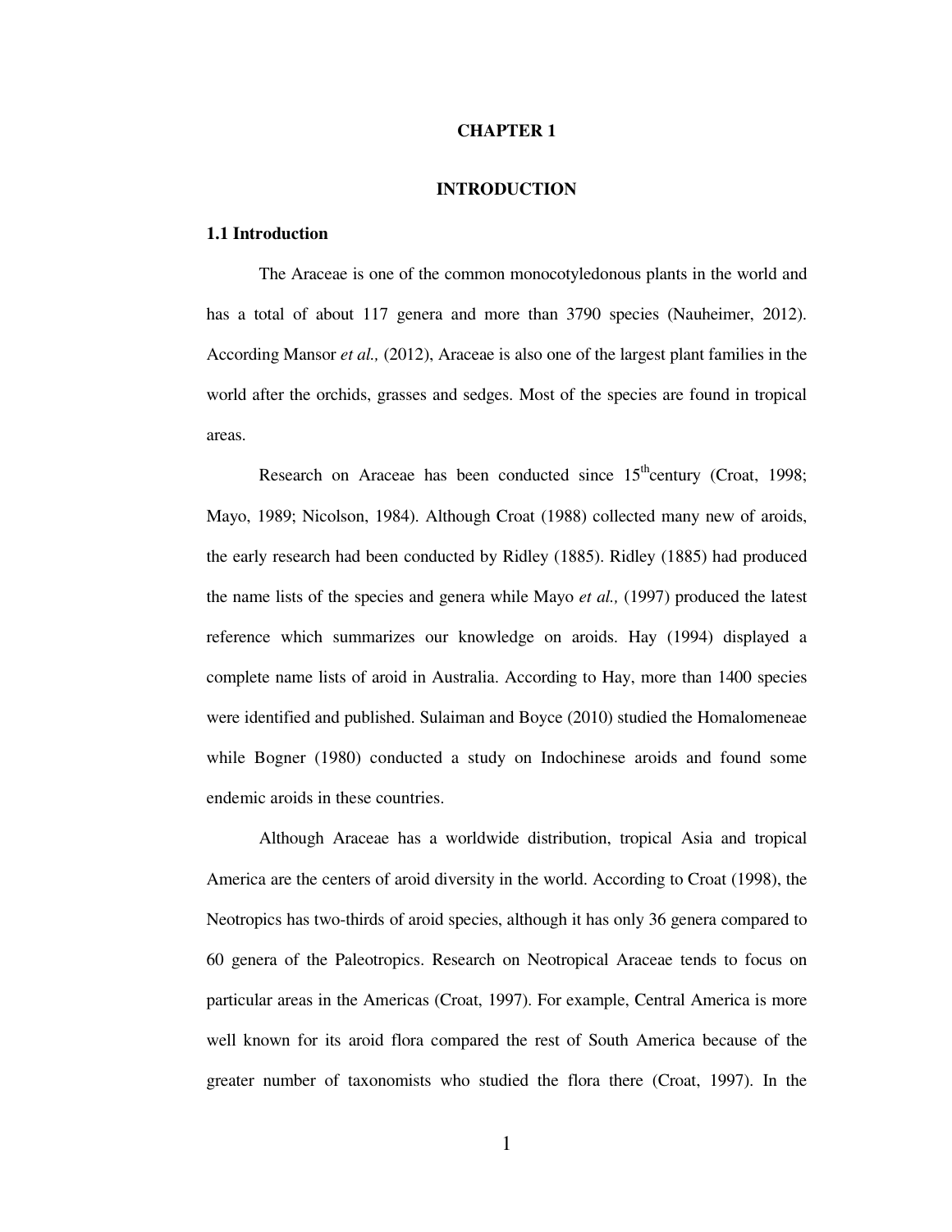# CHAPTER 1

# INTRODUCTION

## 1.1 Introduction

The Araceae is one of the common monocotyledonous plants in the world and has a total of about 117 genera and more than 3790 species (Nauheimer, 2012). According Mansor *et al.,* (2012), Araceae is also one of the largest plant families in the world after the orchids, grasses and sedges. Most of the species are found in tropical areas.

Research on Araceae has been conducted since 15$^{th}$century (Croat, 1998; Mayo, 1989; Nicolson, 1984). Although Croat (1988) collected many new of aroids, the early research had been conducted by Ridley (1885). Ridley (1885) had produced the name lists of the species and genera while Mayo *et al.,* (1997) produced the latest reference which summarizes our knowledge on aroids. Hay (1994) displayed a complete name lists of aroid in Australia. According to Hay, more than 1400 species were identified and published. Sulaiman and Boyce (2010) studied the Homalomeneae while Bogner (1980) conducted a study on Indochinese aroids and found some endemic aroids in these countries.

Although Araceae has a worldwide distribution, tropical Asia and tropical America are the centers of aroid diversity in the world. According to Croat (1998), the Neotropics has two-thirds of aroid species, although it has only 36 genera compared to 60 genera of the Paleotropics. Research on Neotropical Araceae tends to focus on particular areas in the Americas (Croat, 1997). For example, Central America is more well known for its aroid flora compared the rest of South America because of the greater number of taxonomists who studied the flora there (Croat, 1997). In the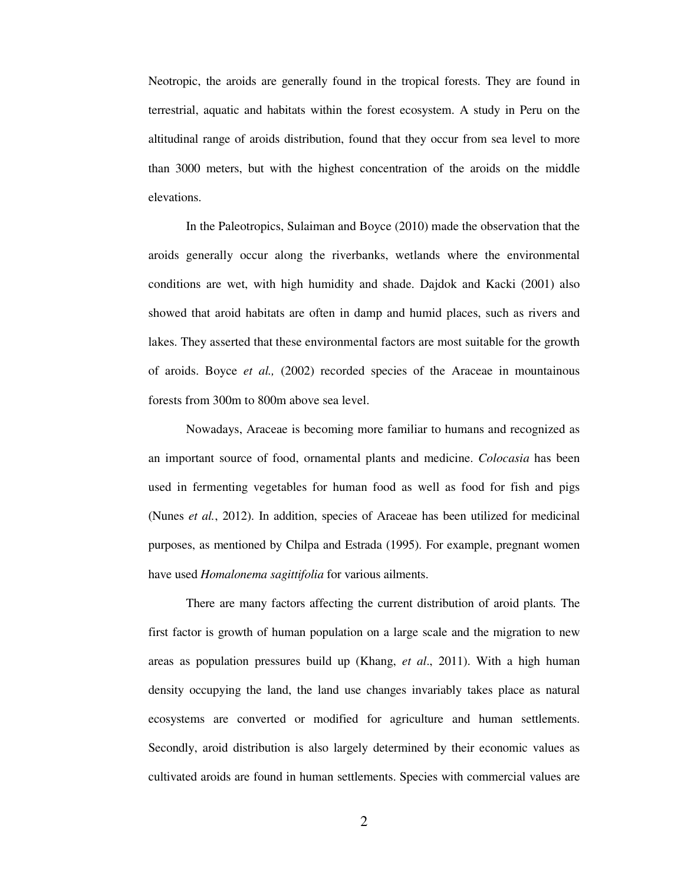Neotropic, the aroids are generally found in the tropical forests. They are found in terrestrial, aquatic and habitats within the forest ecosystem. A study in Peru on the altitudinal range of aroids distribution, found that they occur from sea level to more than 3000 meters, but with the highest concentration of the aroids on the middle elevations.

In the Paleotropics, Sulaiman and Boyce (2010) made the observation that the aroids generally occur along the riverbanks, wetlands where the environmental conditions are wet, with high humidity and shade. Dajdok and Kacki (2001) also showed that aroid habitats are often in damp and humid places, such as rivers and lakes. They asserted that these environmental factors are most suitable for the growth of aroids. Boyce *et al.,* (2002) recorded species of the Araceae in mountainous forests from 300m to 800m above sea level.

Nowadays, Araceae is becoming more familiar to humans and recognized as an important source of food, ornamental plants and medicine. *Colocasia* has been used in fermenting vegetables for human food as well as food for fish and pigs (Nunes *et al.*, 2012). In addition, species of Araceae has been utilized for medicinal purposes, as mentioned by Chilpa and Estrada (1995). For example, pregnant women have used *Homalonema sagittifolia* for various ailments.

There are many factors affecting the current distribution of aroid plants. The first factor is growth of human population on a large scale and the migration to new areas as population pressures build up (Khang, *et al*., 2011). With a high human density occupying the land, the land use changes invariably takes place as natural ecosystems are converted or modified for agriculture and human settlements. Secondly, aroid distribution is also largely determined by their economic values as cultivated aroids are found in human settlements. Species with commercial values are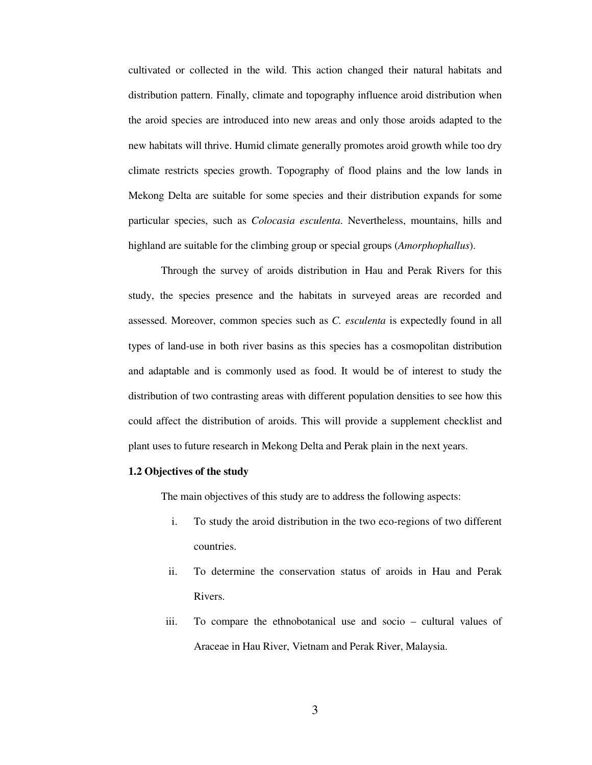cultivated or collected in the wild. This action changed their natural habitats and distribution pattern. Finally, climate and topography influence aroid distribution when the aroid species are introduced into new areas and only those aroids adapted to the new habitats will thrive. Humid climate generally promotes aroid growth while too dry climate restricts species growth. Topography of flood plains and the low lands in Mekong Delta are suitable for some species and their distribution expands for some particular species, such as *Colocasia esculenta*. Nevertheless, mountains, hills and highland are suitable for the climbing group or special groups (*Amorphophallus*).

Through the survey of aroids distribution in Hau and Perak Rivers for this study, the species presence and the habitats in surveyed areas are recorded and assessed. Moreover, common species such as *C. esculenta* is expectedly found in all types of land-use in both river basins as this species has a cosmopolitan distribution and adaptable and is commonly used as food. It would be of interest to study the distribution of two contrasting areas with different population densities to see how this could affect the distribution of aroids. This will provide a supplement checklist and plant uses to future research in Mekong Delta and Perak plain in the next years.

**1.2 Objectives of the study**

The main objectives of this study are to address the following aspects:

i. To study the aroid distribution in the two eco-regions of two different countries.

ii. To determine the conservation status of aroids in Hau and Perak Rivers.

iii. To compare the ethnobotanical use and socio – cultural values of Araceae in Hau River, Vietnam and Perak River, Malaysia.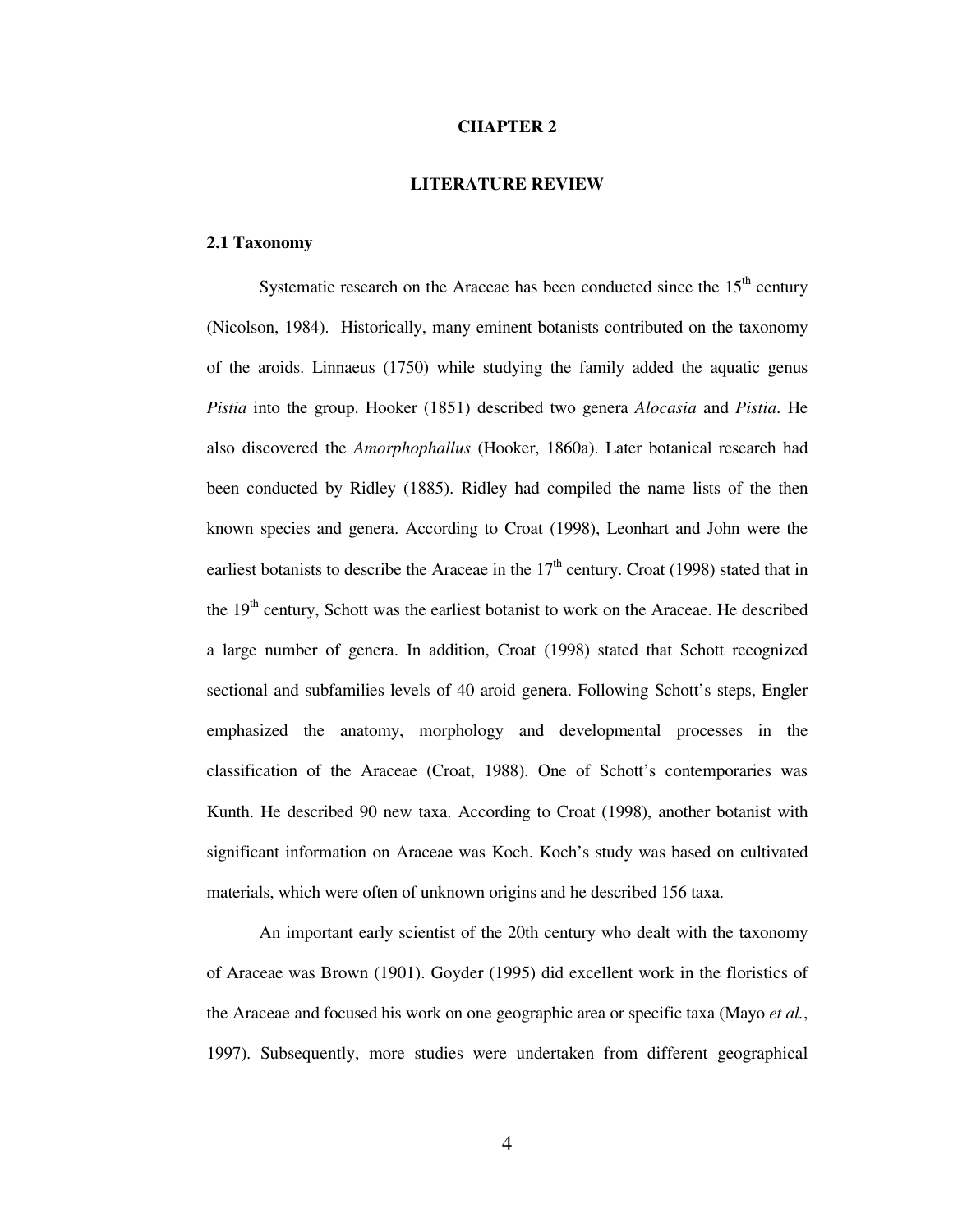# CHAPTER 2

# LITERATURE REVIEW

## 2.1 Taxonomy

Systematic research on the Araceae has been conducted since the 15th century (Nicolson, 1984). Historically, many eminent botanists contributed on the taxonomy of the aroids. Linnaeus (1750) while studying the family added the aquatic genus *Pistia* into the group. Hooker (1851) described two genera *Alocasia* and *Pistia*. He also discovered the *Amorphophallus* (Hooker, 1860a). Later botanical research had been conducted by Ridley (1885). Ridley had compiled the name lists of the then known species and genera. According to Croat (1998), Leonhart and John were the earliest botanists to describe the Araceae in the 17th century. Croat (1998) stated that in the 19th century, Schott was the earliest botanist to work on the Araceae. He described a large number of genera. In addition, Croat (1998) stated that Schott recognized sectional and subfamilies levels of 40 aroid genera. Following Schott's steps, Engler emphasized the anatomy, morphology and developmental processes in the classification of the Araceae (Croat, 1988). One of Schott's contemporaries was Kunth. He described 90 new taxa. According to Croat (1998), another botanist with significant information on Araceae was Koch. Koch's study was based on cultivated materials, which were often of unknown origins and he described 156 taxa.

An important early scientist of the 20th century who dealt with the taxonomy of Araceae was Brown (1901). Goyder (1995) did excellent work in the floristics of the Araceae and focused his work on one geographic area or specific taxa (Mayo *et al.*, 1997). Subsequently, more studies were undertaken from different geographical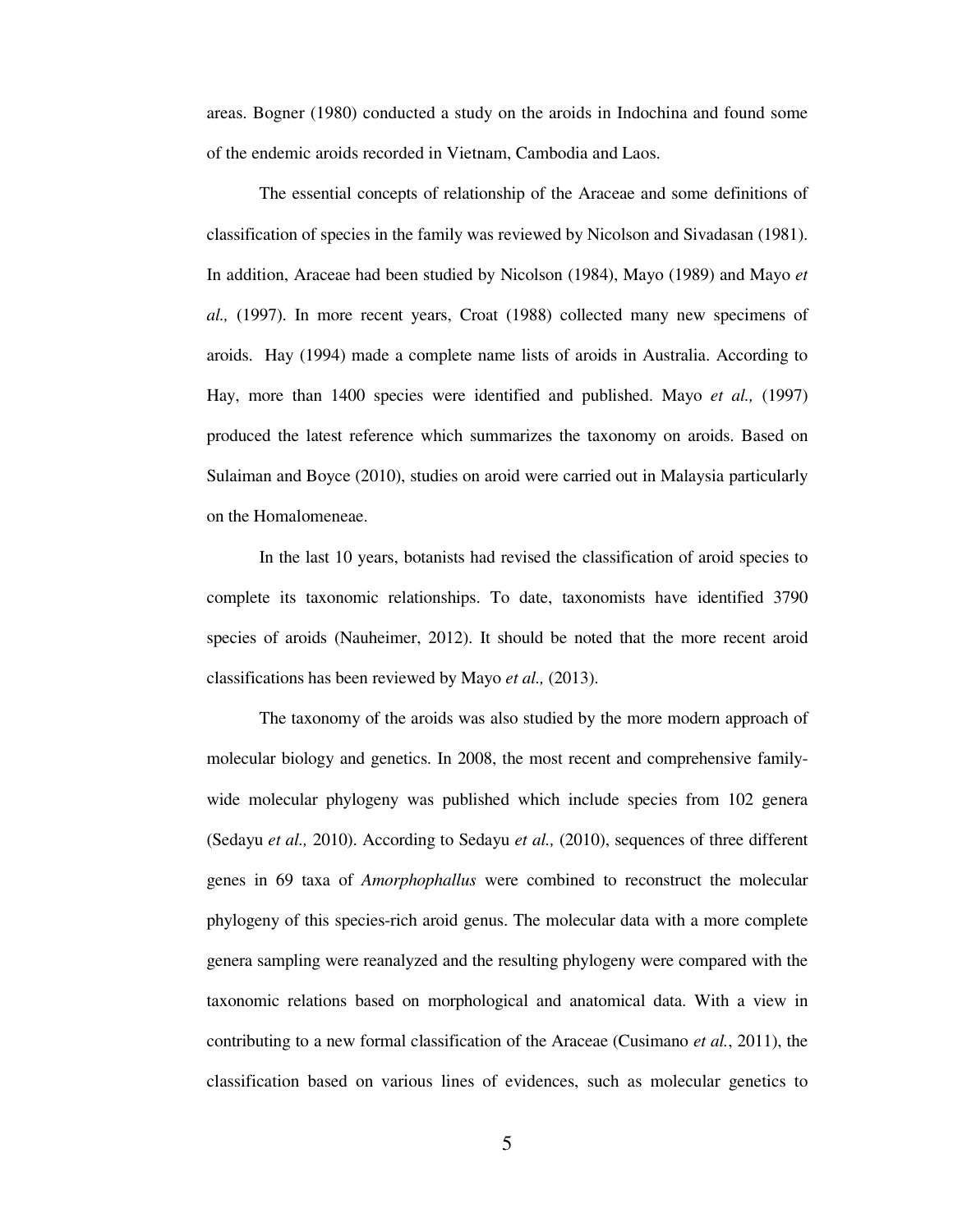areas. Bogner (1980) conducted a study on the aroids in Indochina and found some of the endemic aroids recorded in Vietnam, Cambodia and Laos.

The essential concepts of relationship of the Araceae and some definitions of classification of species in the family was reviewed by Nicolson and Sivadasan (1981). In addition, Araceae had been studied by Nicolson (1984), Mayo (1989) and Mayo *et al.,* (1997). In more recent years, Croat (1988) collected many new specimens of aroids. Hay (1994) made a complete name lists of aroids in Australia. According to Hay, more than 1400 species were identified and published. Mayo *et al.,* (1997) produced the latest reference which summarizes the taxonomy on aroids. Based on Sulaiman and Boyce (2010), studies on aroid were carried out in Malaysia particularly on the Homalomeneae.

In the last 10 years, botanists had revised the classification of aroid species to complete its taxonomic relationships. To date, taxonomists have identified 3790 species of aroids (Nauheimer, 2012). It should be noted that the more recent aroid classifications has been reviewed by Mayo *et al.,* (2013).

The taxonomy of the aroids was also studied by the more modern approach of molecular biology and genetics. In 2008, the most recent and comprehensive family-wide molecular phylogeny was published which include species from 102 genera (Sedayu *et al.,* 2010). According to Sedayu *et al.,* (2010), sequences of three different genes in 69 taxa of *Amorphophallus* were combined to reconstruct the molecular phylogeny of this species-rich aroid genus. The molecular data with a more complete genera sampling were reanalyzed and the resulting phylogeny were compared with the taxonomic relations based on morphological and anatomical data. With a view in contributing to a new formal classification of the Araceae (Cusimano *et al.*, 2011), the classification based on various lines of evidences, such as molecular genetics to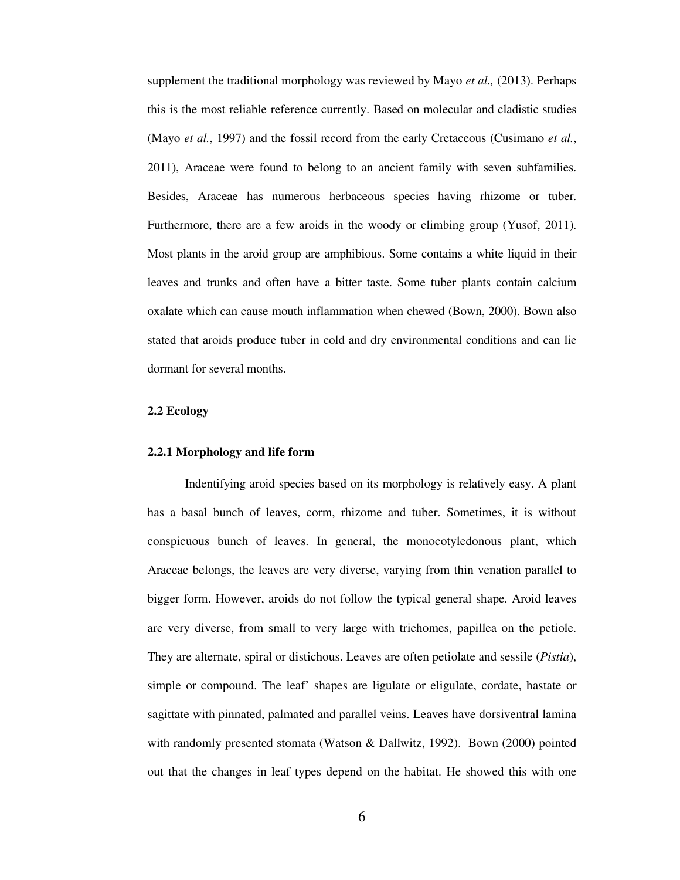supplement the traditional morphology was reviewed by Mayo *et al.,* (2013). Perhaps this is the most reliable reference currently. Based on molecular and cladistic studies (Mayo *et al.*, 1997) and the fossil record from the early Cretaceous (Cusimano *et al.*, 2011), Araceae were found to belong to an ancient family with seven subfamilies. Besides, Araceae has numerous herbaceous species having rhizome or tuber. Furthermore, there are a few aroids in the woody or climbing group (Yusof, 2011). Most plants in the aroid group are amphibious. Some contains a white liquid in their leaves and trunks and often have a bitter taste. Some tuber plants contain calcium oxalate which can cause mouth inflammation when chewed (Bown, 2000). Bown also stated that aroids produce tuber in cold and dry environmental conditions and can lie dormant for several months.

## 2.2 Ecology

### 2.2.1 Morphology and life form

Indentifying aroid species based on its morphology is relatively easy. A plant has a basal bunch of leaves, corm, rhizome and tuber. Sometimes, it is without conspicuous bunch of leaves. In general, the monocotyledonous plant, which Araceae belongs, the leaves are very diverse, varying from thin venation parallel to bigger form. However, aroids do not follow the typical general shape. Aroid leaves are very diverse, from small to very large with trichomes, papillea on the petiole. They are alternate, spiral or distichous. Leaves are often petiolate and sessile (*Pistia*), simple or compound. The leaf' shapes are ligulate or eligulate, cordate, hastate or sagittate with pinnated, palmated and parallel veins. Leaves have dorsiventral lamina with randomly presented stomata (Watson & Dallwitz, 1992). Bown (2000) pointed out that the changes in leaf types depend on the habitat. He showed this with one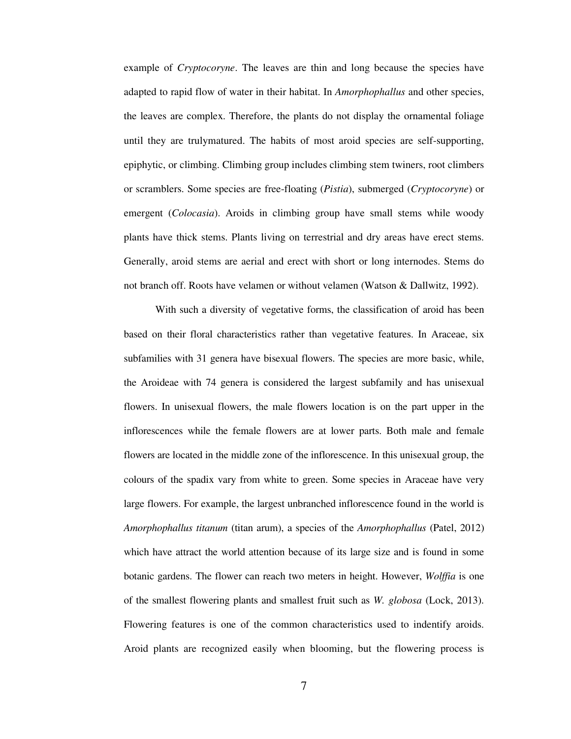example of *Cryptocoryne*. The leaves are thin and long because the species have adapted to rapid flow of water in their habitat. In *Amorphophallus* and other species, the leaves are complex. Therefore, the plants do not display the ornamental foliage until they are trulymatured. The habits of most aroid species are self-supporting, epiphytic, or climbing. Climbing group includes climbing stem twiners, root climbers or scramblers. Some species are free-floating (*Pistia*), submerged (*Cryptocoryne*) or emergent (*Colocasia*). Aroids in climbing group have small stems while woody plants have thick stems. Plants living on terrestrial and dry areas have erect stems. Generally, aroid stems are aerial and erect with short or long internodes. Stems do not branch off. Roots have velamen or without velamen (Watson & Dallwitz, 1992).

With such a diversity of vegetative forms, the classification of aroid has been based on their floral characteristics rather than vegetative features. In Araceae, six subfamilies with 31 genera have bisexual flowers. The species are more basic, while, the Aroideae with 74 genera is considered the largest subfamily and has unisexual flowers. In unisexual flowers, the male flowers location is on the part upper in the inflorescences while the female flowers are at lower parts. Both male and female flowers are located in the middle zone of the inflorescence. In this unisexual group, the colours of the spadix vary from white to green. Some species in Araceae have very large flowers. For example, the largest unbranched inflorescence found in the world is *Amorphophallus titanum* (titan arum), a species of the *Amorphophallus* (Patel, 2012) which have attract the world attention because of its large size and is found in some botanic gardens. The flower can reach two meters in height. However, *Wolffia* is one of the smallest flowering plants and smallest fruit such as *W. globosa* (Lock, 2013). Flowering features is one of the common characteristics used to indentify aroids. Aroid plants are recognized easily when blooming, but the flowering process is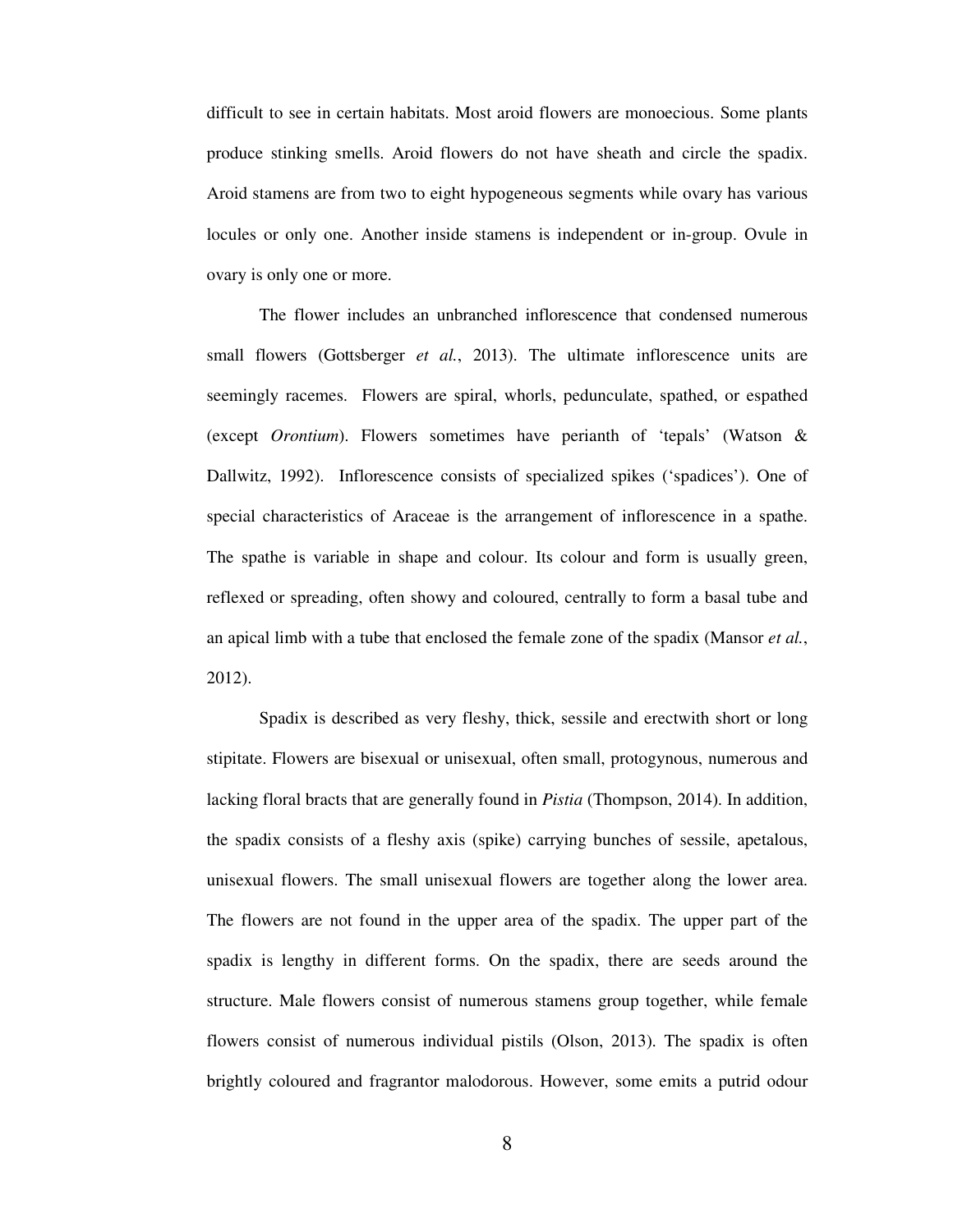difficult to see in certain habitats. Most aroid flowers are monoecious. Some plants produce stinking smells. Aroid flowers do not have sheath and circle the spadix. Aroid stamens are from two to eight hypogeneous segments while ovary has various locules or only one. Another inside stamens is independent or in-group. Ovule in ovary is only one or more.

The flower includes an unbranched inflorescence that condensed numerous small flowers (Gottsberger *et al.*, 2013). The ultimate inflorescence units are seemingly racemes. Flowers are spiral, whorls, pedunculate, spathed, or espathed (except *Orontium*). Flowers sometimes have perianth of 'tepals' (Watson & Dallwitz, 1992). Inflorescence consists of specialized spikes ('spadices'). One of special characteristics of Araceae is the arrangement of inflorescence in a spathe. The spathe is variable in shape and colour. Its colour and form is usually green, reflexed or spreading, often showy and coloured, centrally to form a basal tube and an apical limb with a tube that enclosed the female zone of the spadix (Mansor *et al.*, 2012).

Spadix is described as very fleshy, thick, sessile and erectwith short or long stipitate. Flowers are bisexual or unisexual, often small, protogynous, numerous and lacking floral bracts that are generally found in *Pistia* (Thompson, 2014). In addition, the spadix consists of a fleshy axis (spike) carrying bunches of sessile, apetalous, unisexual flowers. The small unisexual flowers are together along the lower area. The flowers are not found in the upper area of the spadix. The upper part of the spadix is lengthy in different forms. On the spadix, there are seeds around the structure. Male flowers consist of numerous stamens group together, while female flowers consist of numerous individual pistils (Olson, 2013). The spadix is often brightly coloured and fragrantor malodorous. However, some emits a putrid odour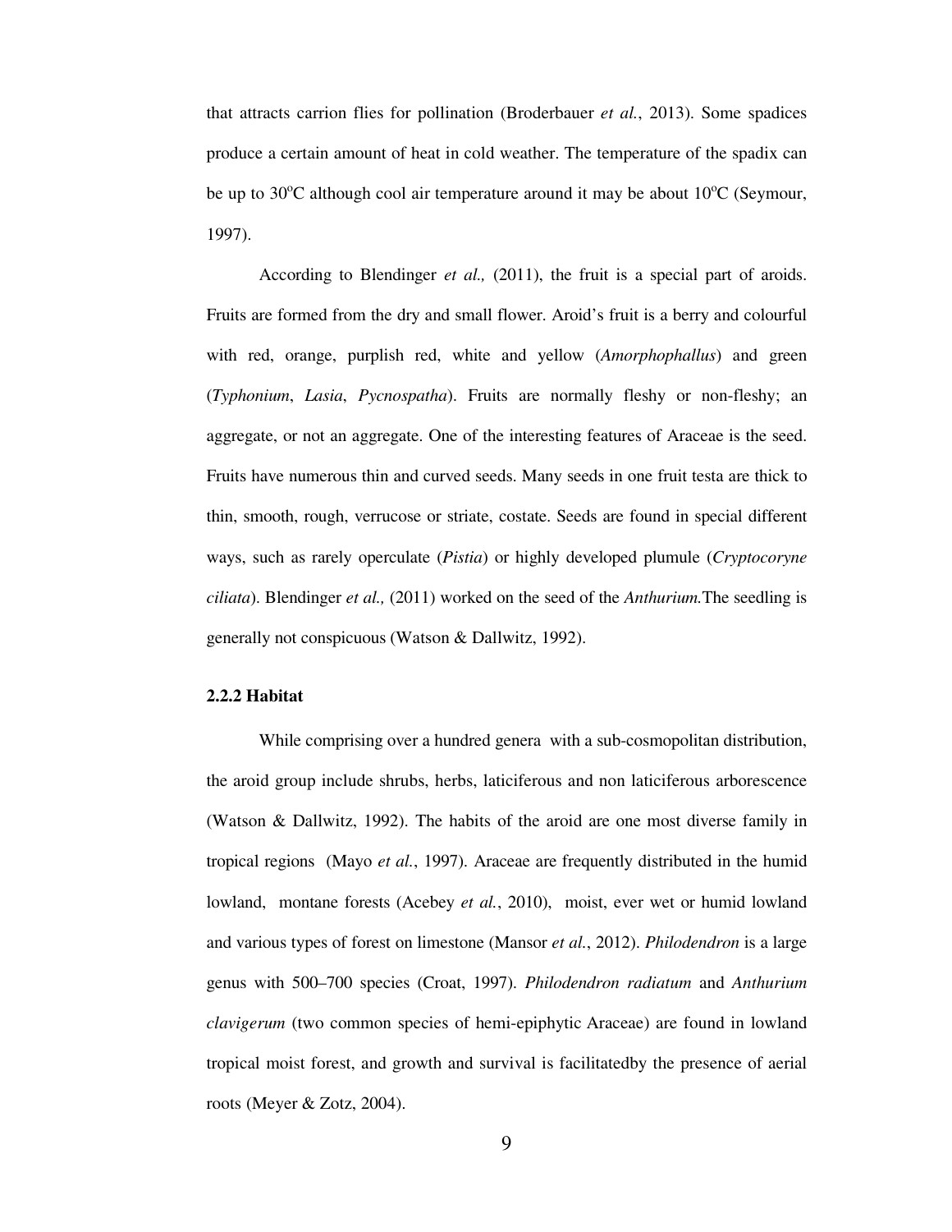that attracts carrion flies for pollination (Broderbauer *et al.*, 2013). Some spadices produce a certain amount of heat in cold weather. The temperature of the spadix can be up to 30$^{o}$C although cool air temperature around it may be about 10$^{o}$C (Seymour, 1997).

According to Blendinger *et al.,* (2011), the fruit is a special part of aroids. Fruits are formed from the dry and small flower. Aroid's fruit is a berry and colourful with red, orange, purplish red, white and yellow (*Amorphophallus*) and green (*Typhonium*, *Lasia*, *Pycnospatha*). Fruits are normally fleshy or non-fleshy; an aggregate, or not an aggregate. One of the interesting features of Araceae is the seed. Fruits have numerous thin and curved seeds. Many seeds in one fruit testa are thick to thin, smooth, rough, verrucose or striate, costate. Seeds are found in special different ways, such as rarely operculate (*Pistia*) or highly developed plumule (*Cryptocoryne ciliata*). Blendinger *et al.,* (2011) worked on the seed of the *Anthurium.*The seedling is generally not conspicuous (Watson & Dallwitz, 1992).

### 2.2.2 Habitat

While comprising over a hundred genera with a sub-cosmopolitan distribution, the aroid group include shrubs, herbs, laticiferous and non laticiferous arborescence (Watson & Dallwitz, 1992). The habits of the aroid are one most diverse family in tropical regions (Mayo *et al.*, 1997). Araceae are frequently distributed in the humid lowland, montane forests (Acebey *et al.*, 2010), moist, ever wet or humid lowland and various types of forest on limestone (Mansor *et al.*, 2012). *Philodendron* is a large genus with 500–700 species (Croat, 1997). *Philodendron radiatum* and *Anthurium clavigerum* (two common species of hemi-epiphytic Araceae) are found in lowland tropical moist forest, and growth and survival is facilitatedby the presence of aerial roots (Meyer & Zotz, 2004).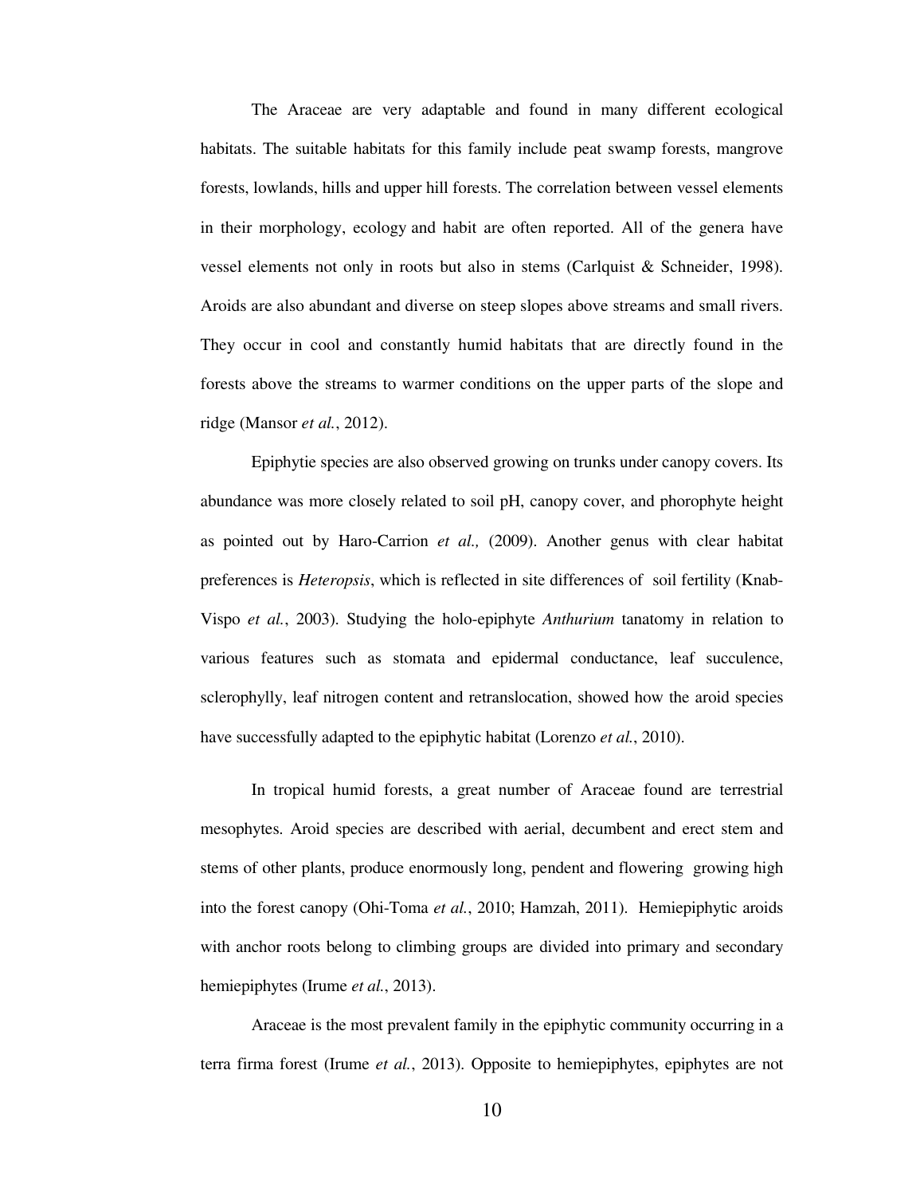The Araceae are very adaptable and found in many different ecological habitats. The suitable habitats for this family include peat swamp forests, mangrove forests, lowlands, hills and upper hill forests. The correlation between vessel elements in their morphology, ecology and habit are often reported. All of the genera have vessel elements not only in roots but also in stems (Carlquist & Schneider, 1998). Aroids are also abundant and diverse on steep slopes above streams and small rivers. They occur in cool and constantly humid habitats that are directly found in the forests above the streams to warmer conditions on the upper parts of the slope and ridge (Mansor *et al.*, 2012).

Epiphytie species are also observed growing on trunks under canopy covers. Its abundance was more closely related to soil pH, canopy cover, and phorophyte height as pointed out by Haro-Carrion *et al.,* (2009). Another genus with clear habitat preferences is *Heteropsis*, which is reflected in site differences of soil fertility (Knab-Vispo *et al.*, 2003). Studying the holo-epiphyte *Anthurium* tanatomy in relation to various features such as stomata and epidermal conductance, leaf succulence, sclerophylly, leaf nitrogen content and retranslocation, showed how the aroid species have successfully adapted to the epiphytic habitat (Lorenzo *et al.*, 2010).

In tropical humid forests, a great number of Araceae found are terrestrial mesophytes. Aroid species are described with aerial, decumbent and erect stem and stems of other plants, produce enormously long, pendent and flowering growing high into the forest canopy (Ohi-Toma *et al.*, 2010; Hamzah, 2011). Hemiepiphytic aroids with anchor roots belong to climbing groups are divided into primary and secondary hemiepiphytes (Irume *et al.*, 2013).

Araceae is the most prevalent family in the epiphytic community occurring in a terra firma forest (Irume *et al.*, 2013). Opposite to hemiepiphytes, epiphytes are not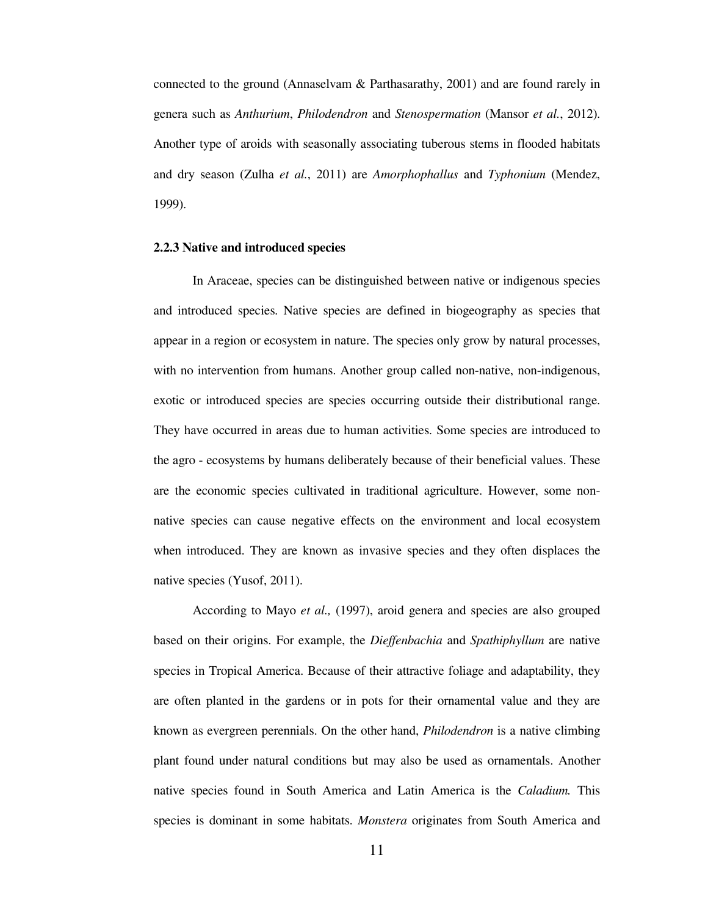connected to the ground (Annaselvam & Parthasarathy, 2001) and are found rarely in genera such as *Anthurium*, *Philodendron* and *Stenospermation* (Mansor *et al.*, 2012). Another type of aroids with seasonally associating tuberous stems in flooded habitats and dry season (Zulha *et al.*, 2011) are *Amorphophallus* and *Typhonium* (Mendez, 1999).

### 2.2.3 Native and introduced species

In Araceae, species can be distinguished between native or indigenous species and introduced species. Native species are defined in biogeography as species that appear in a region or ecosystem in nature. The species only grow by natural processes, with no intervention from humans. Another group called non-native, non-indigenous, exotic or introduced species are species occurring outside their distributional range. They have occurred in areas due to human activities. Some species are introduced to the agro - ecosystems by humans deliberately because of their beneficial values. These are the economic species cultivated in traditional agriculture. However, some non-native species can cause negative effects on the environment and local ecosystem when introduced. They are known as invasive species and they often displaces the native species (Yusof, 2011).

According to Mayo *et al.,* (1997), aroid genera and species are also grouped based on their origins. For example, the *Dieffenbachia* and *Spathiphyllum* are native species in Tropical America. Because of their attractive foliage and adaptability, they are often planted in the gardens or in pots for their ornamental value and they are known as evergreen perennials. On the other hand, *Philodendron* is a native climbing plant found under natural conditions but may also be used as ornamentals. Another native species found in South America and Latin America is the *Caladium.* This species is dominant in some habitats. *Monstera* originates from South America and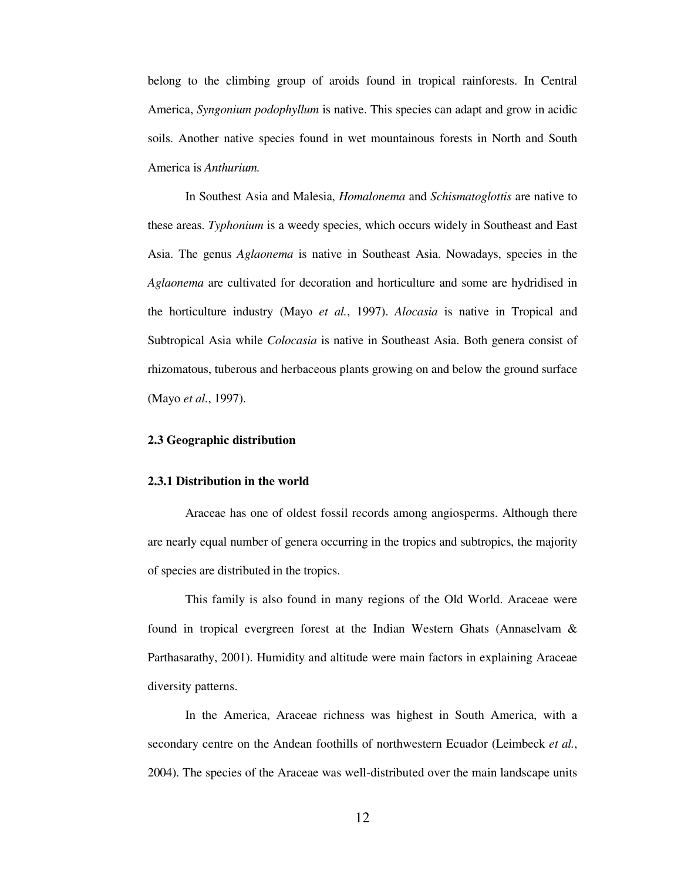belong to the climbing group of aroids found in tropical rainforests. In Central America, *Syngonium podophyllum* is native. This species can adapt and grow in acidic soils. Another native species found in wet mountainous forests in North and South America is *Anthurium.*

In Southest Asia and Malesia, *Homalonema* and *Schismatoglottis* are native to these areas. *Typhonium* is a weedy species, which occurs widely in Southeast and East Asia. The genus *Aglaonema* is native in Southeast Asia. Nowadays, species in the *Aglaonema* are cultivated for decoration and horticulture and some are hydridised in the horticulture industry (Mayo *et al.*, 1997). *Alocasia* is native in Tropical and Subtropical Asia while *Colocasia* is native in Southeast Asia. Both genera consist of rhizomatous, tuberous and herbaceous plants growing on and below the ground surface (Mayo *et al.*, 1997).

### 2.3 Geographic distribution

#### 2.3.1 Distribution in the world

Araceae has one of oldest fossil records among angiosperms. Although there are nearly equal number of genera occurring in the tropics and subtropics, the majority of species are distributed in the tropics.

This family is also found in many regions of the Old World. Araceae were found in tropical evergreen forest at the Indian Western Ghats (Annaselvam & Parthasarathy, 2001). Humidity and altitude were main factors in explaining Araceae diversity patterns.

In the America, Araceae richness was highest in South America, with a secondary centre on the Andean foothills of northwestern Ecuador (Leimbeck *et al.*, 2004). The species of the Araceae was well-distributed over the main landscape units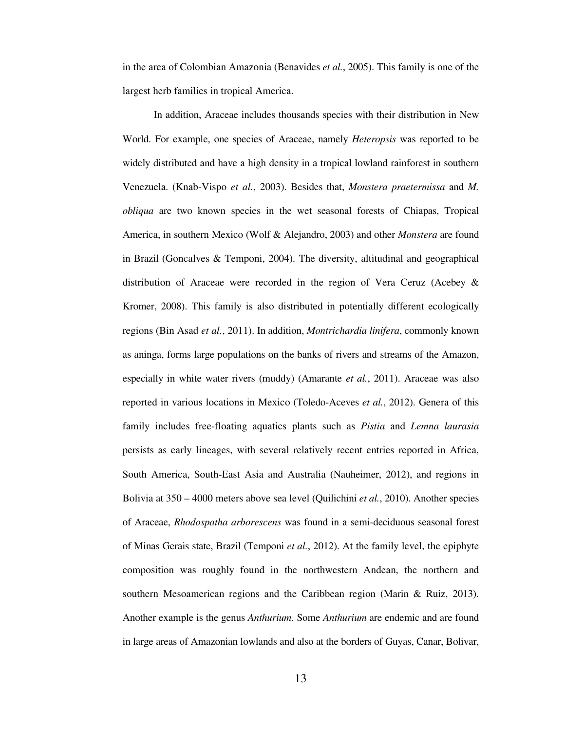in the area of Colombian Amazonia (Benavides *et al.*, 2005). This family is one of the largest herb families in tropical America.

In addition, Araceae includes thousands species with their distribution in New World. For example, one species of Araceae, namely *Heteropsis* was reported to be widely distributed and have a high density in a tropical lowland rainforest in southern Venezuela. (Knab-Vispo *et al.*, 2003). Besides that, *Monstera praetermissa* and *M. obliqua* are two known species in the wet seasonal forests of Chiapas, Tropical America, in southern Mexico (Wolf & Alejandro, 2003) and other *Monstera* are found in Brazil (Goncalves & Temponi, 2004). The diversity, altitudinal and geographical distribution of Araceae were recorded in the region of Vera Ceruz (Acebey & Kromer, 2008). This family is also distributed in potentially different ecologically regions (Bin Asad *et al.*, 2011). In addition, *Montrichardia linifera*, commonly known as aninga, forms large populations on the banks of rivers and streams of the Amazon, especially in white water rivers (muddy) (Amarante *et al.*, 2011). Araceae was also reported in various locations in Mexico (Toledo-Aceves *et al.*, 2012). Genera of this family includes free-floating aquatics plants such as *Pistia* and *Lemna laurasia* persists as early lineages, with several relatively recent entries reported in Africa, South America, South-East Asia and Australia (Nauheimer, 2012), and regions in Bolivia at 350 – 4000 meters above sea level (Quilichini *et al.*, 2010). Another species of Araceae, *Rhodospatha arborescens* was found in a semi-deciduous seasonal forest of Minas Gerais state, Brazil (Temponi *et al.*, 2012). At the family level, the epiphyte composition was roughly found in the northwestern Andean, the northern and southern Mesoamerican regions and the Caribbean region (Marin & Ruiz, 2013). Another example is the genus *Anthurium*. Some *Anthurium* are endemic and are found in large areas of Amazonian lowlands and also at the borders of Guyas, Canar, Bolivar,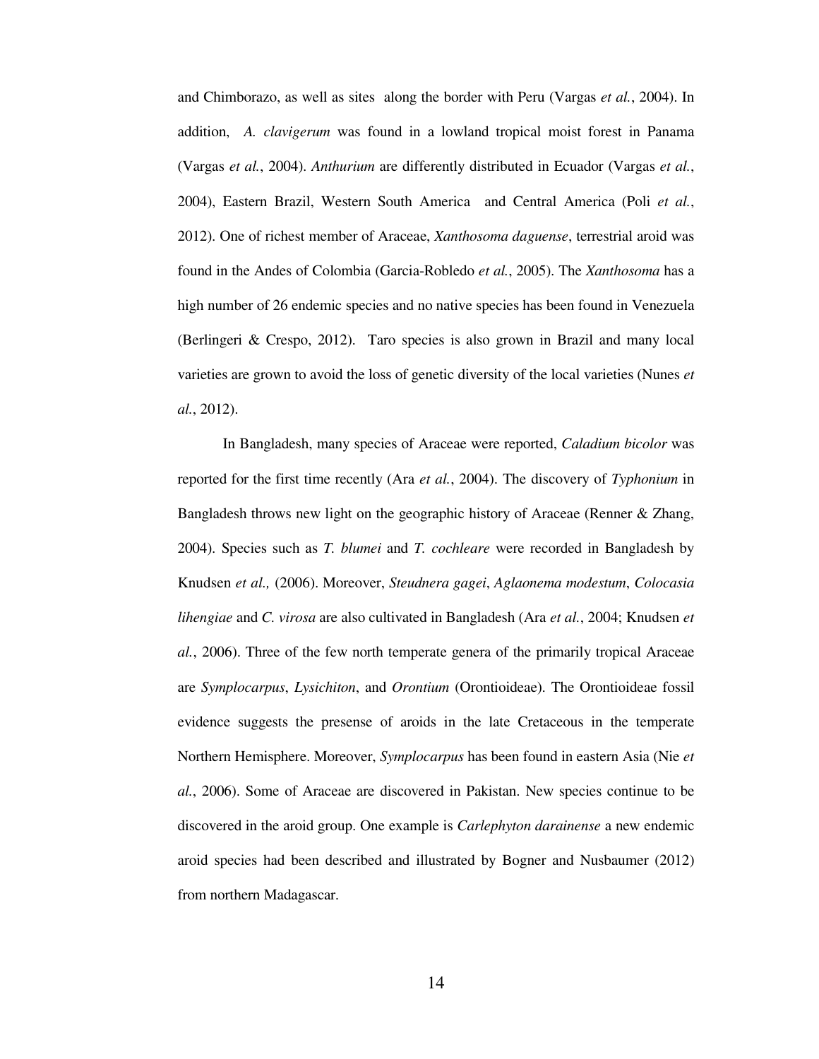and Chimborazo, as well as sites along the border with Peru (Vargas *et al.*, 2004). In addition, *A. clavigerum* was found in a lowland tropical moist forest in Panama (Vargas *et al.*, 2004). *Anthurium* are differently distributed in Ecuador (Vargas *et al.*, 2004), Eastern Brazil, Western South America and Central America (Poli *et al.*, 2012). One of richest member of Araceae, *Xanthosoma daguense*, terrestrial aroid was found in the Andes of Colombia (Garcia-Robledo *et al.*, 2005). The *Xanthosoma* has a high number of 26 endemic species and no native species has been found in Venezuela (Berlingeri & Crespo, 2012). Taro species is also grown in Brazil and many local varieties are grown to avoid the loss of genetic diversity of the local varieties (Nunes *et al.*, 2012).

In Bangladesh, many species of Araceae were reported, *Caladium bicolor* was reported for the first time recently (Ara *et al.*, 2004). The discovery of *Typhonium* in Bangladesh throws new light on the geographic history of Araceae (Renner & Zhang, 2004). Species such as *T. blumei* and *T. cochleare* were recorded in Bangladesh by Knudsen *et al.,* (2006). Moreover, *Steudnera gagei*, *Aglaonema modestum*, *Colocasia lihengiae* and *C. virosa* are also cultivated in Bangladesh (Ara *et al.*, 2004; Knudsen *et al.*, 2006). Three of the few north temperate genera of the primarily tropical Araceae are *Symplocarpus*, *Lysichiton*, and *Orontium* (Orontioideae). The Orontioideae fossil evidence suggests the presense of aroids in the late Cretaceous in the temperate Northern Hemisphere. Moreover, *Symplocarpus* has been found in eastern Asia (Nie *et al.*, 2006). Some of Araceae are discovered in Pakistan. New species continue to be discovered in the aroid group. One example is *Carlephyton darainense* a new endemic aroid species had been described and illustrated by Bogner and Nusbaumer (2012) from northern Madagascar.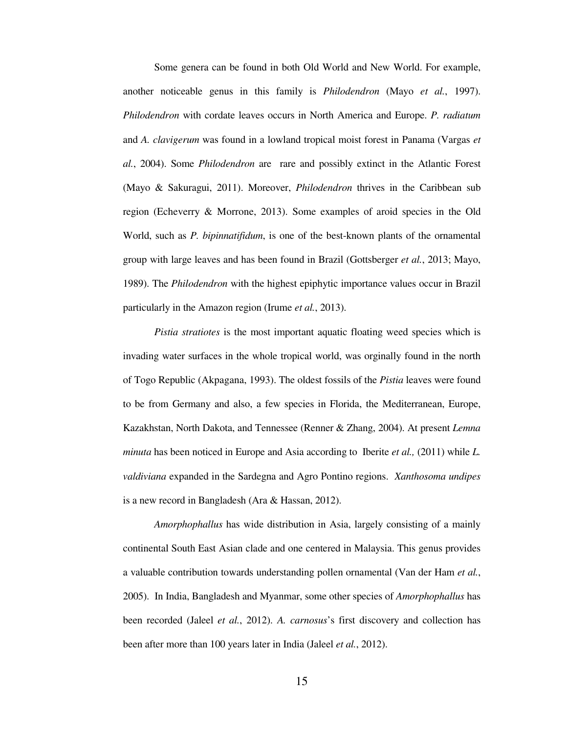Some genera can be found in both Old World and New World. For example, another noticeable genus in this family is *Philodendron* (Mayo *et al.*, 1997). *Philodendron* with cordate leaves occurs in North America and Europe. *P. radiatum* and *A. clavigerum* was found in a lowland tropical moist forest in Panama (Vargas *et al.*, 2004). Some *Philodendron* are  rare and possibly extinct in the Atlantic Forest (Mayo & Sakuragui, 2011). Moreover, *Philodendron* thrives in the Caribbean sub region (Echeverry & Morrone, 2013). Some examples of aroid species in the Old World, such as *P. bipinnatifidum*, is one of the best-known plants of the ornamental group with large leaves and has been found in Brazil (Gottsberger *et al.*, 2013; Mayo, 1989). The *Philodendron* with the highest epiphytic importance values occur in Brazil particularly in the Amazon region (Irume *et al.*, 2013).

*Pistia stratiotes* is the most important aquatic floating weed species which is invading water surfaces in the whole tropical world, was orginally found in the north of Togo Republic (Akpagana, 1993). The oldest fossils of the *Pistia* leaves were found to be from Germany and also, a few species in Florida, the Mediterranean, Europe, Kazakhstan, North Dakota, and Tennessee (Renner & Zhang, 2004). At present *Lemna minuta* has been noticed in Europe and Asia according to  Iberite *et al.,* (2011) while *L. valdiviana* expanded in the Sardegna and Agro Pontino regions.  *Xanthosoma undipes* is a new record in Bangladesh (Ara & Hassan, 2012).

*Amorphophallus* has wide distribution in Asia, largely consisting of a mainly continental South East Asian clade and one centered in Malaysia. This genus provides a valuable contribution towards understanding pollen ornamental (Van der Ham *et al.*, 2005).  In India, Bangladesh and Myanmar, some other species of *Amorphophallus* has been recorded (Jaleel *et al.*, 2012). *A. carnosus*'s first discovery and collection has been after more than 100 years later in India (Jaleel *et al.*, 2012).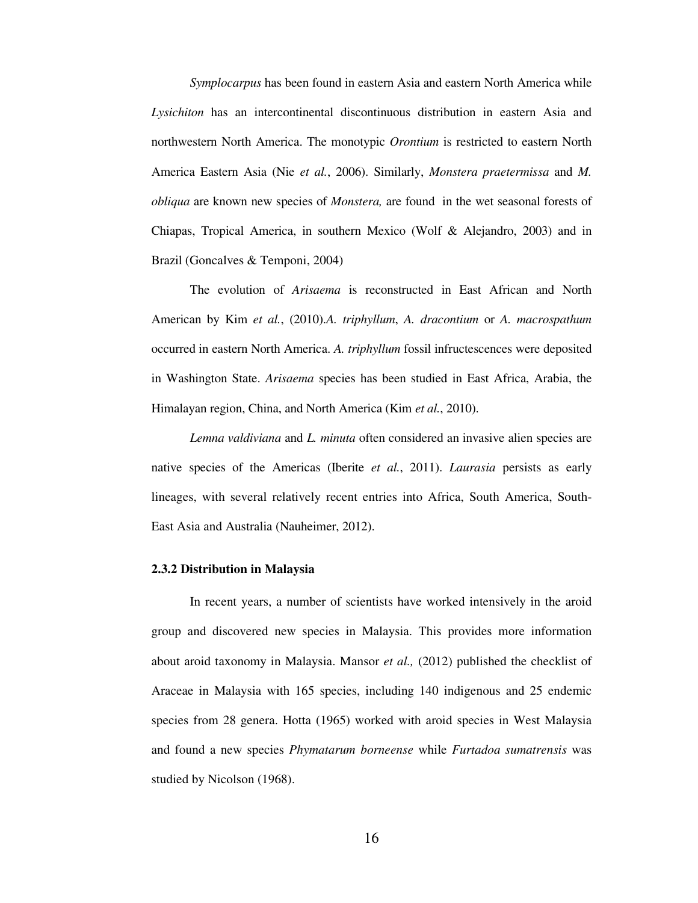*Symplocarpus* has been found in eastern Asia and eastern North America while *Lysichiton* has an intercontinental discontinuous distribution in eastern Asia and northwestern North America. The monotypic *Orontium* is restricted to eastern North America Eastern Asia (Nie *et al.*, 2006). Similarly, *Monstera praetermissa* and *M. obliqua* are known new species of *Monstera,* are found in the wet seasonal forests of Chiapas, Tropical America, in southern Mexico (Wolf & Alejandro, 2003) and in Brazil (Goncalves & Temponi, 2004)

The evolution of *Arisaema* is reconstructed in East African and North American by Kim *et al.*, (2010).*A. triphyllum*, *A. dracontium* or *A. macrospathum* occurred in eastern North America. *A. triphyllum* fossil infructescences were deposited in Washington State. *Arisaema* species has been studied in East Africa, Arabia, the Himalayan region, China, and North America (Kim *et al.*, 2010).

*Lemna valdiviana* and *L. minuta* often considered an invasive alien species are native species of the Americas (Iberite *et al.*, 2011). *Laurasia* persists as early lineages, with several relatively recent entries into Africa, South America, South-East Asia and Australia (Nauheimer, 2012).

#### 2.3.2 Distribution in Malaysia

In recent years, a number of scientists have worked intensively in the aroid group and discovered new species in Malaysia. This provides more information about aroid taxonomy in Malaysia. Mansor *et al.,* (2012) published the checklist of Araceae in Malaysia with 165 species, including 140 indigenous and 25 endemic species from 28 genera. Hotta (1965) worked with aroid species in West Malaysia and found a new species *Phymatarum borneense* while *Furtadoa sumatrensis* was studied by Nicolson (1968).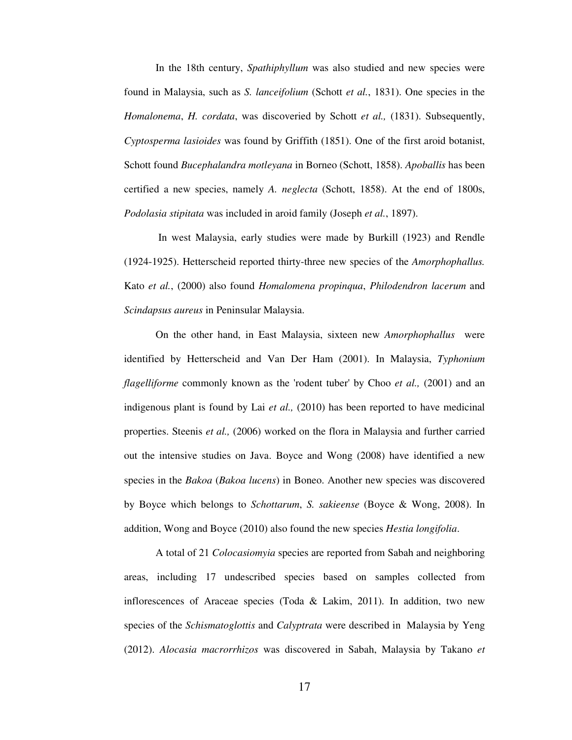In the 18th century, *Spathiphyllum* was also studied and new species were found in Malaysia, such as *S. lanceifolium* (Schott *et al.*, 1831). One species in the *Homalonema*, *H. cordata*, was discoveried by Schott *et al.,* (1831). Subsequently, *Cyptosperma lasioides* was found by Griffith (1851). One of the first aroid botanist, Schott found *Bucephalandra motleyana* in Borneo (Schott, 1858). *Apoballis* has been certified a new species, namely *A. neglecta* (Schott, 1858). At the end of 1800s, *Podolasia stipitata* was included in aroid family (Joseph *et al.*, 1897).

In west Malaysia, early studies were made by Burkill (1923) and Rendle (1924-1925). Hetterscheid reported thirty-three new species of the *Amorphophallus.* Kato *et al.*, (2000) also found *Homalomena propinqua*, *Philodendron lacerum* and *Scindapsus aureus* in Peninsular Malaysia.

On the other hand, in East Malaysia, sixteen new *Amorphophallus* were identified by Hetterscheid and Van Der Ham (2001). In Malaysia, *Typhonium flagelliforme* commonly known as the 'rodent tuber' by Choo *et al.,* (2001) and an indigenous plant is found by Lai *et al.,* (2010) has been reported to have medicinal properties. Steenis *et al.,* (2006) worked on the flora in Malaysia and further carried out the intensive studies on Java. Boyce and Wong (2008) have identified a new species in the *Bakoa* (*Bakoa lucens*) in Boneo. Another new species was discovered by Boyce which belongs to *Schottarum*, *S. sakieense* (Boyce & Wong, 2008). In addition, Wong and Boyce (2010) also found the new species *Hestia longifolia*.

A total of 21 *Colocasiomyia* species are reported from Sabah and neighboring areas, including 17 undescribed species based on samples collected from inflorescences of Araceae species (Toda & Lakim, 2011). In addition, two new species of the *Schismatoglottis* and *Calyptrata* were described in Malaysia by Yeng (2012). *Alocasia macrorrhizos* was discovered in Sabah, Malaysia by Takano *et*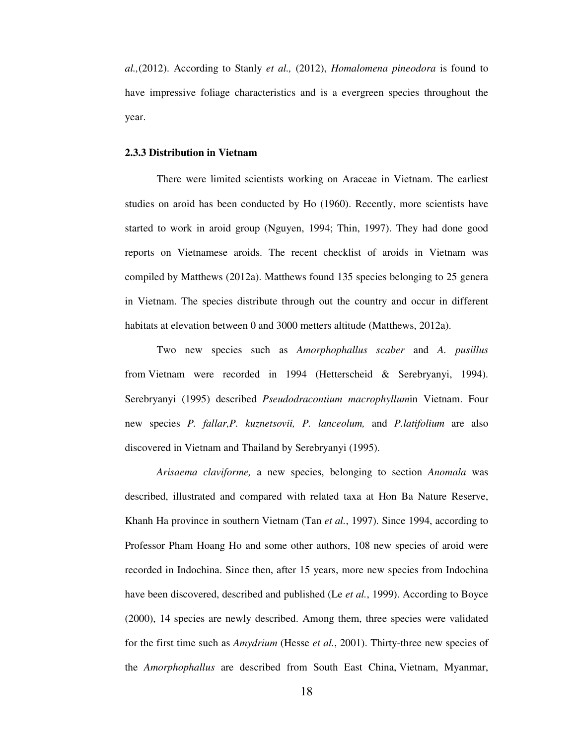*al.,*(2012). According to Stanly *et al.,* (2012), *Homalomena pineodora* is found to have impressive foliage characteristics and is a evergreen species throughout the year.

### 2.3.3 Distribution in Vietnam

There were limited scientists working on Araceae in Vietnam. The earliest studies on aroid has been conducted by Ho (1960). Recently, more scientists have started to work in aroid group (Nguyen, 1994; Thin, 1997). They had done good reports on Vietnamese aroids. The recent checklist of aroids in Vietnam was compiled by Matthews (2012a). Matthews found 135 species belonging to 25 genera in Vietnam. The species distribute through out the country and occur in different habitats at elevation between 0 and 3000 metters altitude (Matthews, 2012a).

Two new species such as *Amorphophallus scaber* and *A. pusillus* from Vietnam were recorded in 1994 (Hetterscheid & Serebryanyi, 1994). Serebryanyi (1995) described *Pseudodracontium macrophyllum*in Vietnam. Four new species *P. fallar,P. kuznetsovii, P. lanceolum,* and *P.latifolium* are also discovered in Vietnam and Thailand by Serebryanyi (1995).

*Arisaema claviforme,* a new species, belonging to section *Anomala* was described, illustrated and compared with related taxa at Hon Ba Nature Reserve, Khanh Ha province in southern Vietnam (Tan *et al.*, 1997). Since 1994, according to Professor Pham Hoang Ho and some other authors, 108 new species of aroid were recorded in Indochina. Since then, after 15 years, more new species from Indochina have been discovered, described and published (Le *et al.*, 1999). According to Boyce (2000), 14 species are newly described. Among them, three species were validated for the first time such as *Amydrium* (Hesse *et al.*, 2001). Thirty-three new species of the *Amorphophallus* are described from South East China, Vietnam, Myanmar,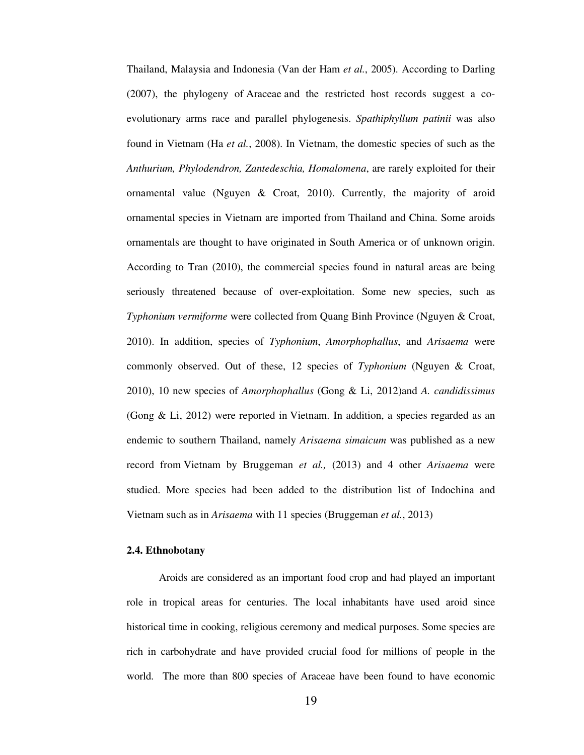Thailand, Malaysia and Indonesia (Van der Ham *et al.*, 2005). According to Darling (2007), the phylogeny of Araceae and the restricted host records suggest a co-evolutionary arms race and parallel phylogenesis. *Spathiphyllum patinii* was also found in Vietnam (Ha *et al.*, 2008). In Vietnam, the domestic species of such as the *Anthurium, Phylodendron, Zantedeschia, Homalomena*, are rarely exploited for their ornamental value (Nguyen & Croat, 2010). Currently, the majority of aroid ornamental species in Vietnam are imported from Thailand and China. Some aroids ornamentals are thought to have originated in South America or of unknown origin. According to Tran (2010), the commercial species found in natural areas are being seriously threatened because of over-exploitation. Some new species, such as *Typhonium vermiforme* were collected from Quang Binh Province (Nguyen & Croat, 2010). In addition, species of *Typhonium*, *Amorphophallus*, and *Arisaema* were commonly observed. Out of these, 12 species of *Typhonium* (Nguyen & Croat, 2010), 10 new species of *Amorphophallus* (Gong & Li, 2012)and *A. candidissimus* (Gong & Li, 2012) were reported in Vietnam. In addition, a species regarded as an endemic to southern Thailand, namely *Arisaema simaicum* was published as a new record from Vietnam by Bruggeman *et al.,* (2013) and 4 other *Arisaema* were studied. More species had been added to the distribution list of Indochina and Vietnam such as in *Arisaema* with 11 species (Bruggeman *et al.*, 2013)

**2.4. Ethnobotany**

Aroids are considered as an important food crop and had played an important role in tropical areas for centuries. The local inhabitants have used aroid since historical time in cooking, religious ceremony and medical purposes. Some species are rich in carbohydrate and have provided crucial food for millions of people in the world. The more than 800 species of Araceae have been found to have economic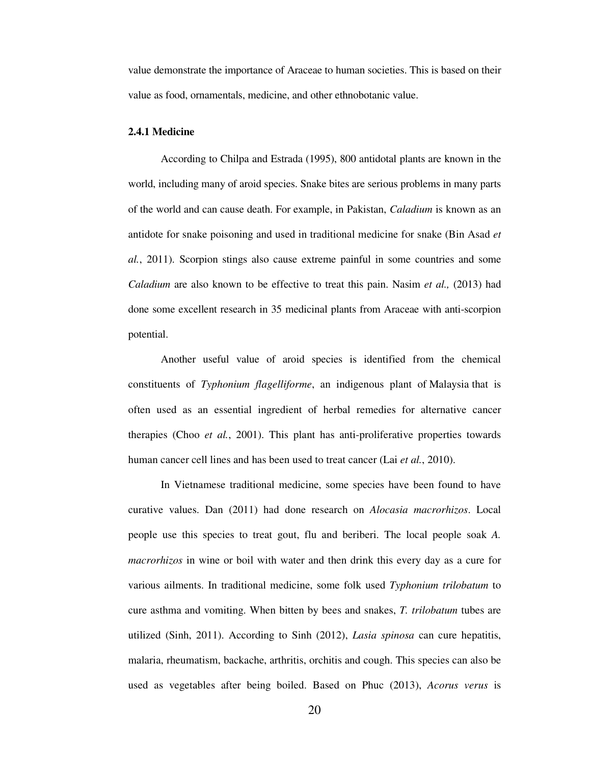value demonstrate the importance of Araceae to human societies. This is based on their value as food, ornamentals, medicine, and other ethnobotanic value.

### 2.4.1 Medicine

According to Chilpa and Estrada (1995), 800 antidotal plants are known in the world, including many of aroid species. Snake bites are serious problems in many parts of the world and can cause death. For example, in Pakistan, *Caladium* is known as an antidote for snake poisoning and used in traditional medicine for snake (Bin Asad *et al.*, 2011). Scorpion stings also cause extreme painful in some countries and some *Caladium* are also known to be effective to treat this pain. Nasim *et al.,* (2013) had done some excellent research in 35 medicinal plants from Araceae with anti-scorpion potential.

Another useful value of aroid species is identified from the chemical constituents of *Typhonium flagelliforme*, an indigenous plant of Malaysia that is often used as an essential ingredient of herbal remedies for alternative cancer therapies (Choo *et al.*, 2001). This plant has anti-proliferative properties towards human cancer cell lines and has been used to treat cancer (Lai *et al.*, 2010).

In Vietnamese traditional medicine, some species have been found to have curative values. Dan (2011) had done research on *Alocasia macrorhizos*. Local people use this species to treat gout, flu and beriberi. The local people soak *A. macrorhizos* in wine or boil with water and then drink this every day as a cure for various ailments. In traditional medicine, some folk used *Typhonium trilobatum* to cure asthma and vomiting. When bitten by bees and snakes, *T. trilobatum* tubes are utilized (Sinh, 2011). According to Sinh (2012), *Lasia spinosa* can cure hepatitis, malaria, rheumatism, backache, arthritis, orchitis and cough. This species can also be used as vegetables after being boiled. Based on Phuc (2013), *Acorus verus* is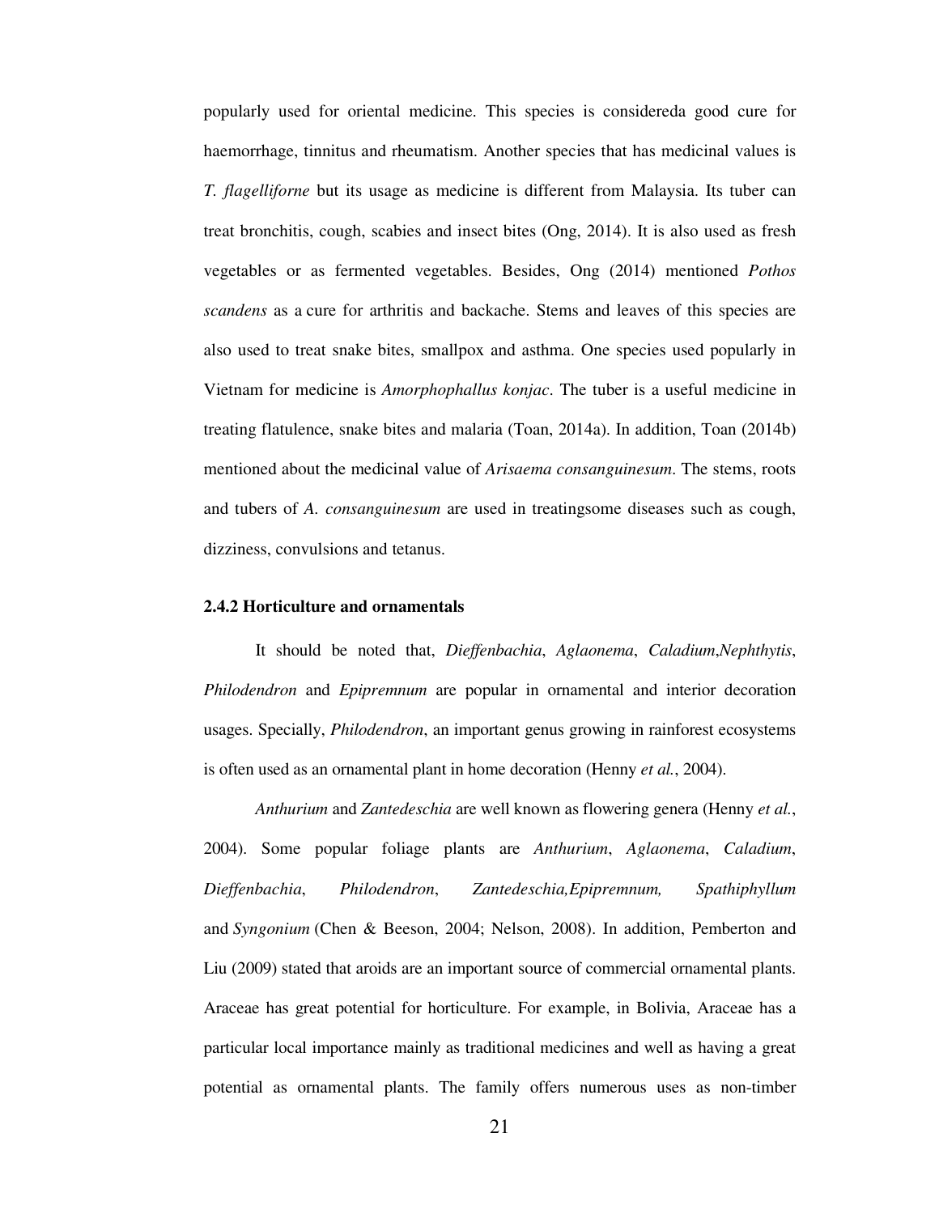popularly used for oriental medicine. This species is considereda good cure for haemorrhage, tinnitus and rheumatism. Another species that has medicinal values is *T. flagelliforne* but its usage as medicine is different from Malaysia. Its tuber can treat bronchitis, cough, scabies and insect bites (Ong, 2014). It is also used as fresh vegetables or as fermented vegetables. Besides, Ong (2014) mentioned *Pothos scandens* as a cure for arthritis and backache. Stems and leaves of this species are also used to treat snake bites, smallpox and asthma. One species used popularly in Vietnam for medicine is *Amorphophallus konjac*. The tuber is a useful medicine in treating flatulence, snake bites and malaria (Toan, 2014a). In addition, Toan (2014b) mentioned about the medicinal value of *Arisaema consanguinesum*. The stems, roots and tubers of *A. consanguinesum* are used in treatingsome diseases such as cough, dizziness, convulsions and tetanus.

### 2.4.2 Horticulture and ornamentals

It should be noted that, *Dieffenbachia*, *Aglaonema*, *Caladium*,*Nephthytis*, *Philodendron* and *Epipremnum* are popular in ornamental and interior decoration usages. Specially, *Philodendron*, an important genus growing in rainforest ecosystems is often used as an ornamental plant in home decoration (Henny *et al.*, 2004).

*Anthurium* and *Zantedeschia* are well known as flowering genera (Henny *et al.*, 2004). Some popular foliage plants are *Anthurium*, *Aglaonema*, *Caladium*, *Dieffenbachia*, *Philodendron*, *Zantedeschia,Epipremnum,* *Spathiphyllum* and *Syngonium* (Chen & Beeson, 2004; Nelson, 2008). In addition, Pemberton and Liu (2009) stated that aroids are an important source of commercial ornamental plants. Araceae has great potential for horticulture. For example, in Bolivia, Araceae has a particular local importance mainly as traditional medicines and well as having a great potential as ornamental plants. The family offers numerous uses as non-timber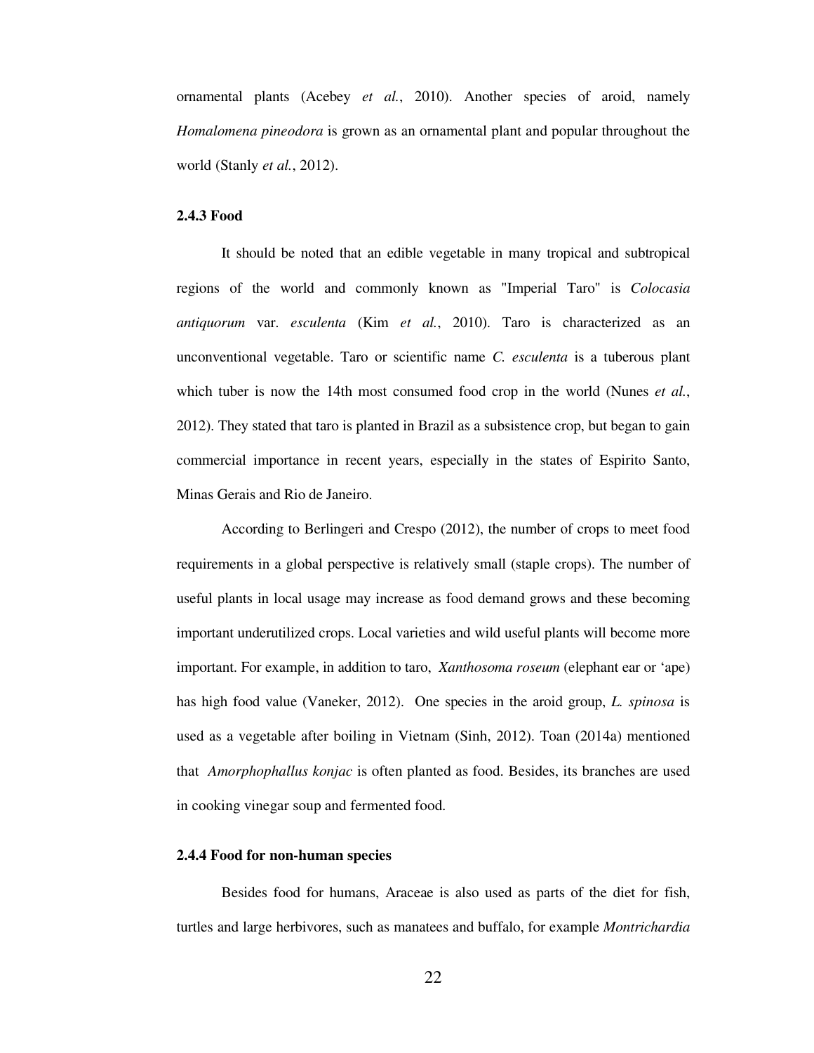ornamental plants (Acebey *et al.*, 2010). Another species of aroid, namely *Homalomena pineodora* is grown as an ornamental plant and popular throughout the world (Stanly *et al.*, 2012).

### 2.4.3 Food

It should be noted that an edible vegetable in many tropical and subtropical regions of the world and commonly known as "Imperial Taro" is *Colocasia antiquorum* var. *esculenta* (Kim *et al.*, 2010). Taro is characterized as an unconventional vegetable. Taro or scientific name *C. esculenta* is a tuberous plant which tuber is now the 14th most consumed food crop in the world (Nunes *et al.*, 2012). They stated that taro is planted in Brazil as a subsistence crop, but began to gain commercial importance in recent years, especially in the states of Espirito Santo, Minas Gerais and Rio de Janeiro.

According to Berlingeri and Crespo (2012), the number of crops to meet food requirements in a global perspective is relatively small (staple crops). The number of useful plants in local usage may increase as food demand grows and these becoming important underutilized crops. Local varieties and wild useful plants will become more important. For example, in addition to taro, *Xanthosoma roseum* (elephant ear or 'ape) has high food value (Vaneker, 2012). One species in the aroid group, *L. spinosa* is used as a vegetable after boiling in Vietnam (Sinh, 2012). Toan (2014a) mentioned that *Amorphophallus konjac* is often planted as food. Besides, its branches are used in cooking vinegar soup and fermented food.

### 2.4.4 Food for non-human species

Besides food for humans, Araceae is also used as parts of the diet for fish, turtles and large herbivores, such as manatees and buffalo, for example *Montrichardia*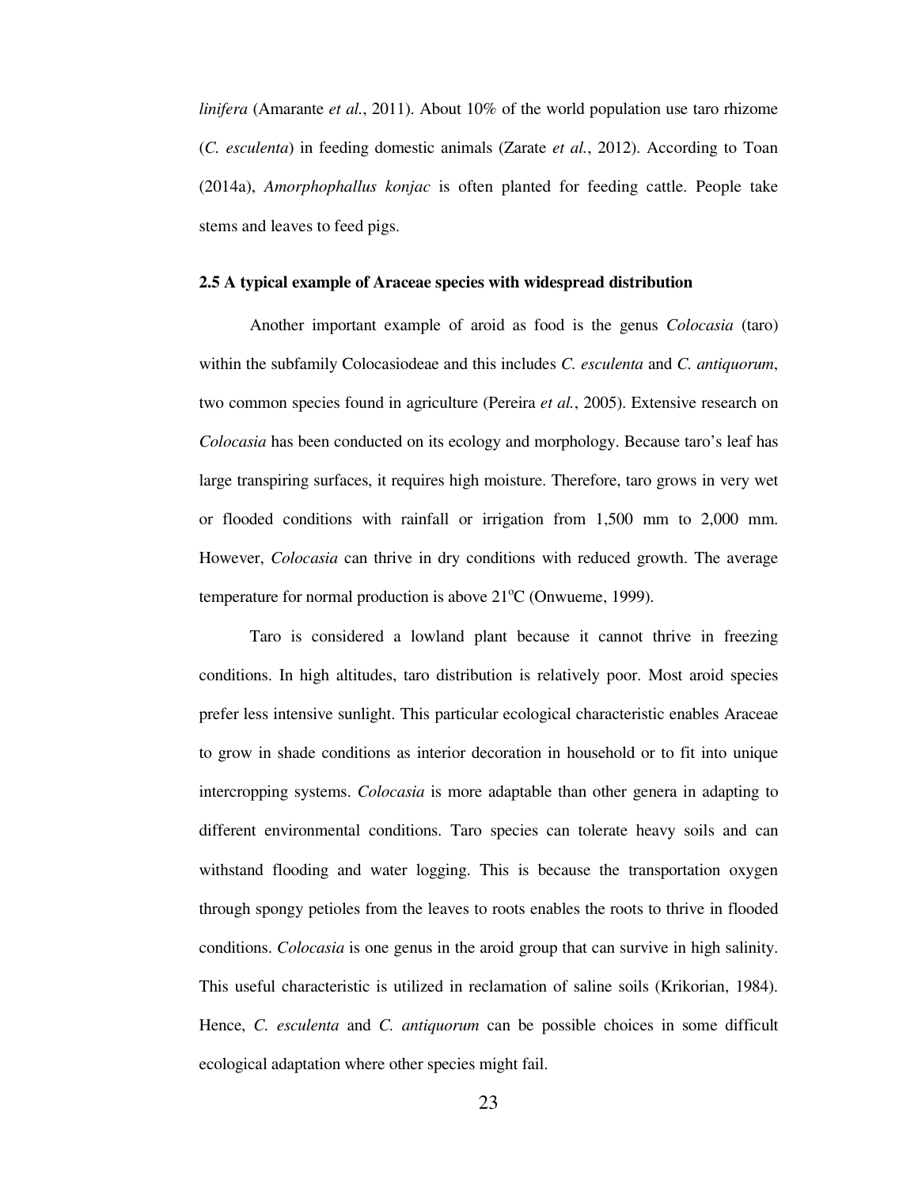*linifera* (Amarante *et al.*, 2011). About 10% of the world population use taro rhizome (*C. esculenta*) in feeding domestic animals (Zarate *et al.*, 2012). According to Toan (2014a), *Amorphophallus konjac* is often planted for feeding cattle. People take stems and leaves to feed pigs.

## 2.5 A typical example of Araceae species with widespread distribution

Another important example of aroid as food is the genus *Colocasia* (taro) within the subfamily Colocasiodeae and this includes *C. esculenta* and *C. antiquorum*, two common species found in agriculture (Pereira *et al.*, 2005). Extensive research on *Colocasia* has been conducted on its ecology and morphology. Because taro's leaf has large transpiring surfaces, it requires high moisture. Therefore, taro grows in very wet or flooded conditions with rainfall or irrigation from 1,500 mm to 2,000 mm. However, *Colocasia* can thrive in dry conditions with reduced growth. The average temperature for normal production is above 21$^{o}$C (Onwueme, 1999).

Taro is considered a lowland plant because it cannot thrive in freezing conditions. In high altitudes, taro distribution is relatively poor. Most aroid species prefer less intensive sunlight. This particular ecological characteristic enables Araceae to grow in shade conditions as interior decoration in household or to fit into unique intercropping systems. *Colocasia* is more adaptable than other genera in adapting to different environmental conditions. Taro species can tolerate heavy soils and can withstand flooding and water logging. This is because the transportation oxygen through spongy petioles from the leaves to roots enables the roots to thrive in flooded conditions. *Colocasia* is one genus in the aroid group that can survive in high salinity. This useful characteristic is utilized in reclamation of saline soils (Krikorian, 1984). Hence, *C. esculenta* and *C. antiquorum* can be possible choices in some difficult ecological adaptation where other species might fail.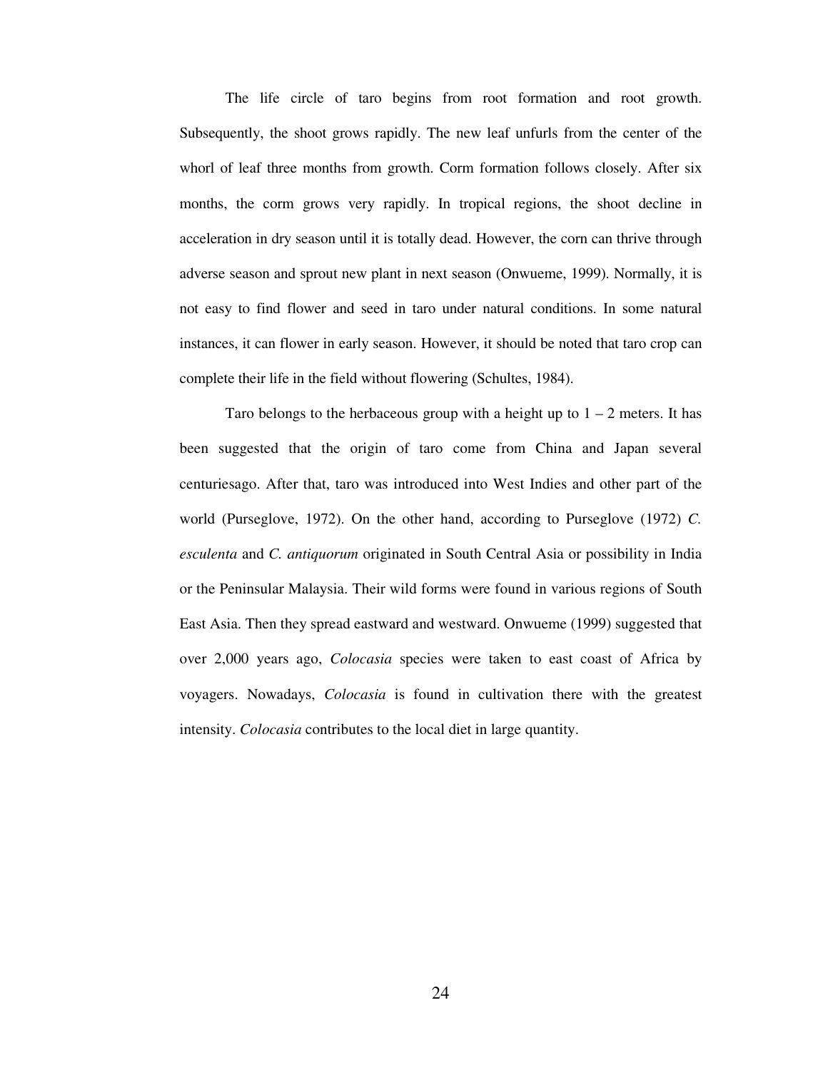The life circle of taro begins from root formation and root growth. Subsequently, the shoot grows rapidly. The new leaf unfurls from the center of the whorl of leaf three months from growth. Corm formation follows closely. After six months, the corm grows very rapidly. In tropical regions, the shoot decline in acceleration in dry season until it is totally dead. However, the corn can thrive through adverse season and sprout new plant in next season (Onwueme, 1999). Normally, it is not easy to find flower and seed in taro under natural conditions. In some natural instances, it can flower in early season. However, it should be noted that taro crop can complete their life in the field without flowering (Schultes, 1984).

Taro belongs to the herbaceous group with a height up to 1 – 2 meters. It has been suggested that the origin of taro come from China and Japan several centuriesago. After that, taro was introduced into West Indies and other part of the world (Purseglove, 1972). On the other hand, according to Purseglove (1972) *C. esculenta* and *C. antiquorum* originated in South Central Asia or possibility in India or the Peninsular Malaysia. Their wild forms were found in various regions of South East Asia. Then they spread eastward and westward. Onwueme (1999) suggested that over 2,000 years ago, *Colocasia* species were taken to east coast of Africa by voyagers. Nowadays, *Colocasia* is found in cultivation there with the greatest intensity. *Colocasia* contributes to the local diet in large quantity.